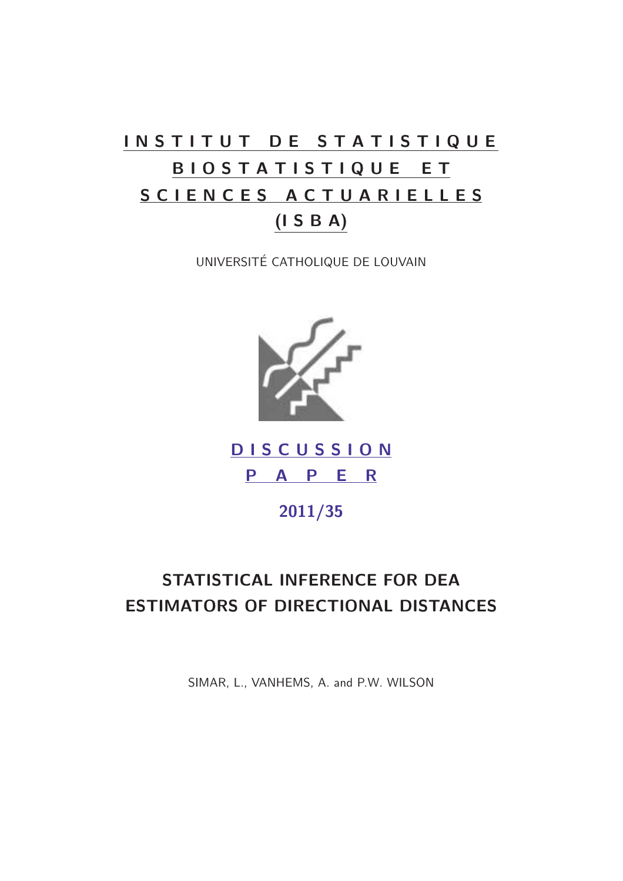# INSTITUT DE STATISTIQUE BIOSTATISTIQUE ET SCIENCES ACTUARIELLES (I S B A)

UNIVERSITÉ CATHOLIQUE DE LOUVAIN

**DISCUSSION PAPER**

**2011/35**

## STATISTICAL INFERENCE FOR DEA ESTIMATORS OF DIRECTIONAL DISTANCES

SIMAR, L., VANHEMS, A. and P.W. WILSON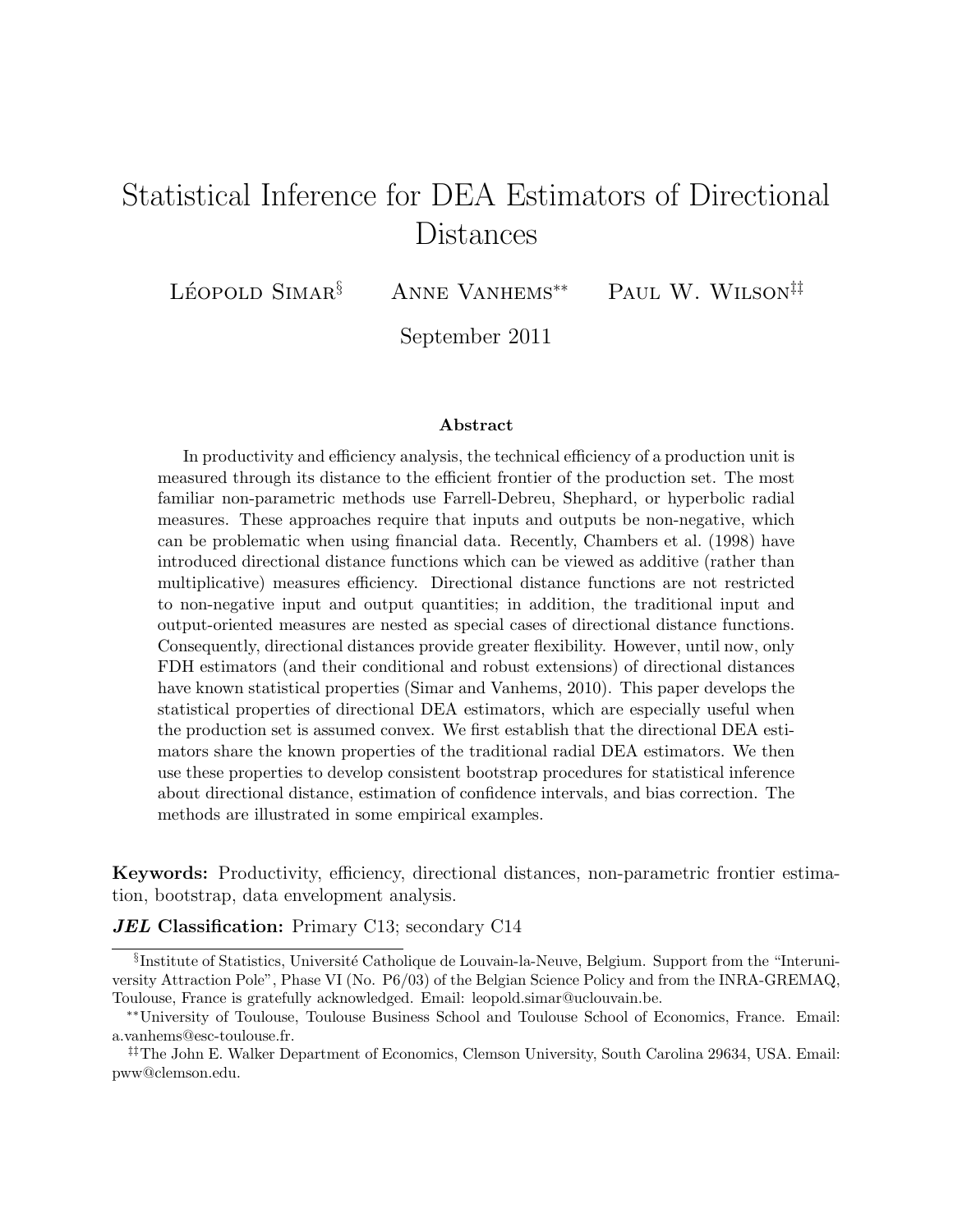# Statistical Inference for DEA Estimators of Directional Distances

Léopold Simar[§] Anne Vanhems[**] Paul W. Wilson[‡‡]

September 2011

**Abstract**

In productivity and efficiency analysis, the technical efficiency of a production unit is measured through its distance to the efficient frontier of the production set. The most familiar non-parametric methods use Farrell-Debreu, Shephard, or hyperbolic radial measures. These approaches require that inputs and outputs be non-negative, which can be problematic when using financial data. Recently, Chambers et al. (1998) have introduced directional distance functions which can be viewed as additive (rather than multiplicative) measures efficiency. Directional distance functions are not restricted to non-negative input and output quantities; in addition, the traditional input and output-oriented measures are nested as special cases of directional distance functions. Consequently, directional distances provide greater flexibility. However, until now, only FDH estimators (and their conditional and robust extensions) of directional distances have known statistical properties (Simar and Vanhems, 2010). This paper develops the statistical properties of directional DEA estimators, which are especially useful when the production set is assumed convex. We first establish that the directional DEA estimators share the known properties of the traditional radial DEA estimators. We then use these properties to develop consistent bootstrap procedures for statistical inference about directional distance, estimation of confidence intervals, and bias correction. The methods are illustrated in some empirical examples.

**Keywords:** Productivity, efficiency, directional distances, non-parametric frontier estimation, bootstrap, data envelopment analysis.

***JEL* Classification:** Primary C13; secondary C14

[§]Institute of Statistics, Université Catholique de Louvain-la-Neuve, Belgium. Support from the "Interuniversity Attraction Pole", Phase VI (No. P6/03) of the Belgian Science Policy and from the INRA-GREMAQ, Toulouse, France is gratefully acknowledged. Email: leopold.simar@uclouvain.be.

[**]University of Toulouse, Toulouse Business School and Toulouse School of Economics, France. Email: a.vanhems@esc-toulouse.fr.

[‡‡]The John E. Walker Department of Economics, Clemson University, South Carolina 29634, USA. Email: pww@clemson.edu.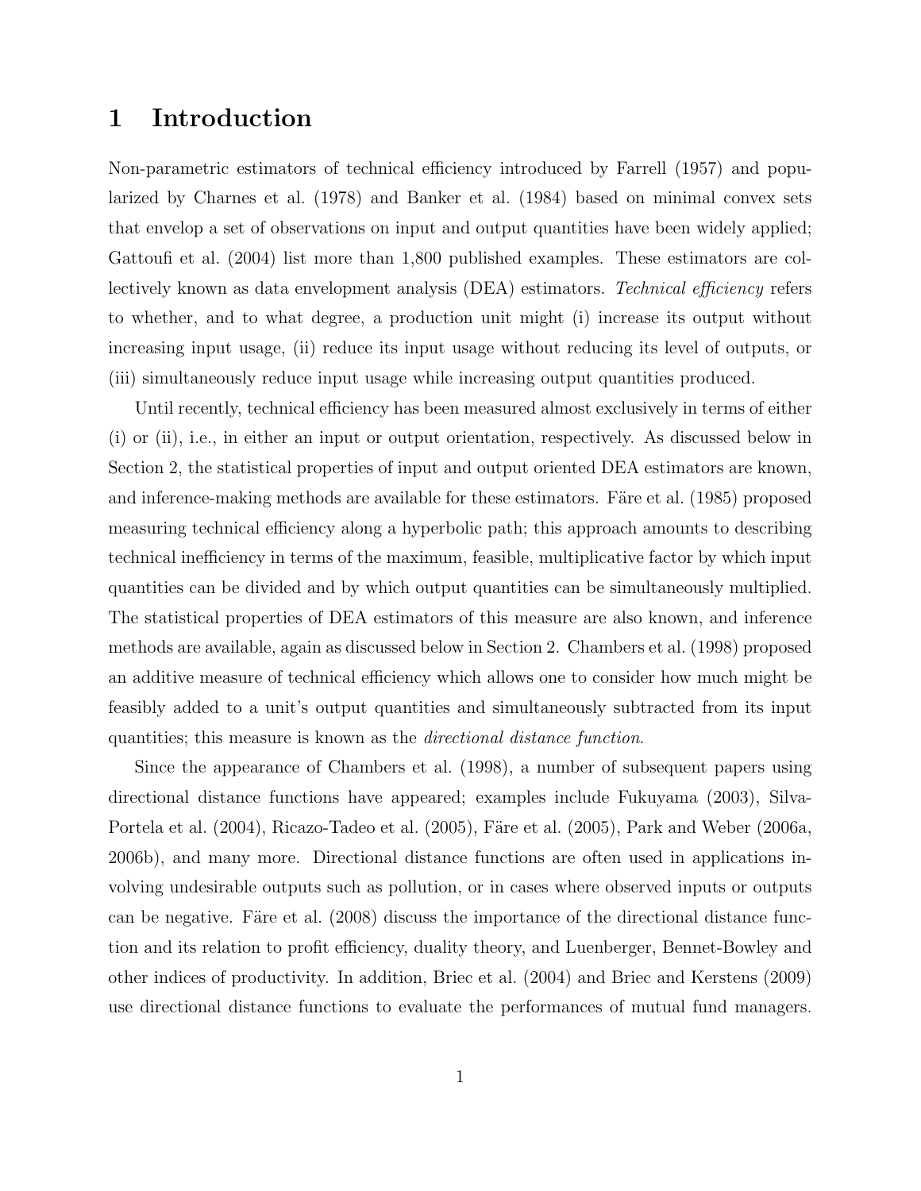# 1 Introduction

Non-parametric estimators of technical efficiency introduced by Farrell (1957) and popularized by Charnes et al. (1978) and Banker et al. (1984) based on minimal convex sets that envelop a set of observations on input and output quantities have been widely applied; Gattoufi et al. (2004) list more than 1,800 published examples. These estimators are collectively known as data envelopment analysis (DEA) estimators. *Technical efficiency* refers to whether, and to what degree, a production unit might (i) increase its output without increasing input usage, (ii) reduce its input usage without reducing its level of outputs, or (iii) simultaneously reduce input usage while increasing output quantities produced.

Until recently, technical efficiency has been measured almost exclusively in terms of either (i) or (ii), i.e., in either an input or output orientation, respectively. As discussed below in Section 2, the statistical properties of input and output oriented DEA estimators are known, and inference-making methods are available for these estimators. Färe et al. (1985) proposed measuring technical efficiency along a hyperbolic path; this approach amounts to describing technical inefficiency in terms of the maximum, feasible, multiplicative factor by which input quantities can be divided and by which output quantities can be simultaneously multiplied. The statistical properties of DEA estimators of this measure are also known, and inference methods are available, again as discussed below in Section 2. Chambers et al. (1998) proposed an additive measure of technical efficiency which allows one to consider how much might be feasibly added to a unit's output quantities and simultaneously subtracted from its input quantities; this measure is known as the *directional distance function*.

Since the appearance of Chambers et al. (1998), a number of subsequent papers using directional distance functions have appeared; examples include Fukuyama (2003), Silva-Portela et al. (2004), Ricazo-Tadeo et al. (2005), Färe et al. (2005), Park and Weber (2006a, 2006b), and many more. Directional distance functions are often used in applications involving undesirable outputs such as pollution, or in cases where observed inputs or outputs can be negative. Färe et al. (2008) discuss the importance of the directional distance function and its relation to profit efficiency, duality theory, and Luenberger, Bennet-Bowley and other indices of productivity. In addition, Briec et al. (2004) and Briec and Kerstens (2009) use directional distance functions to evaluate the performances of mutual fund managers.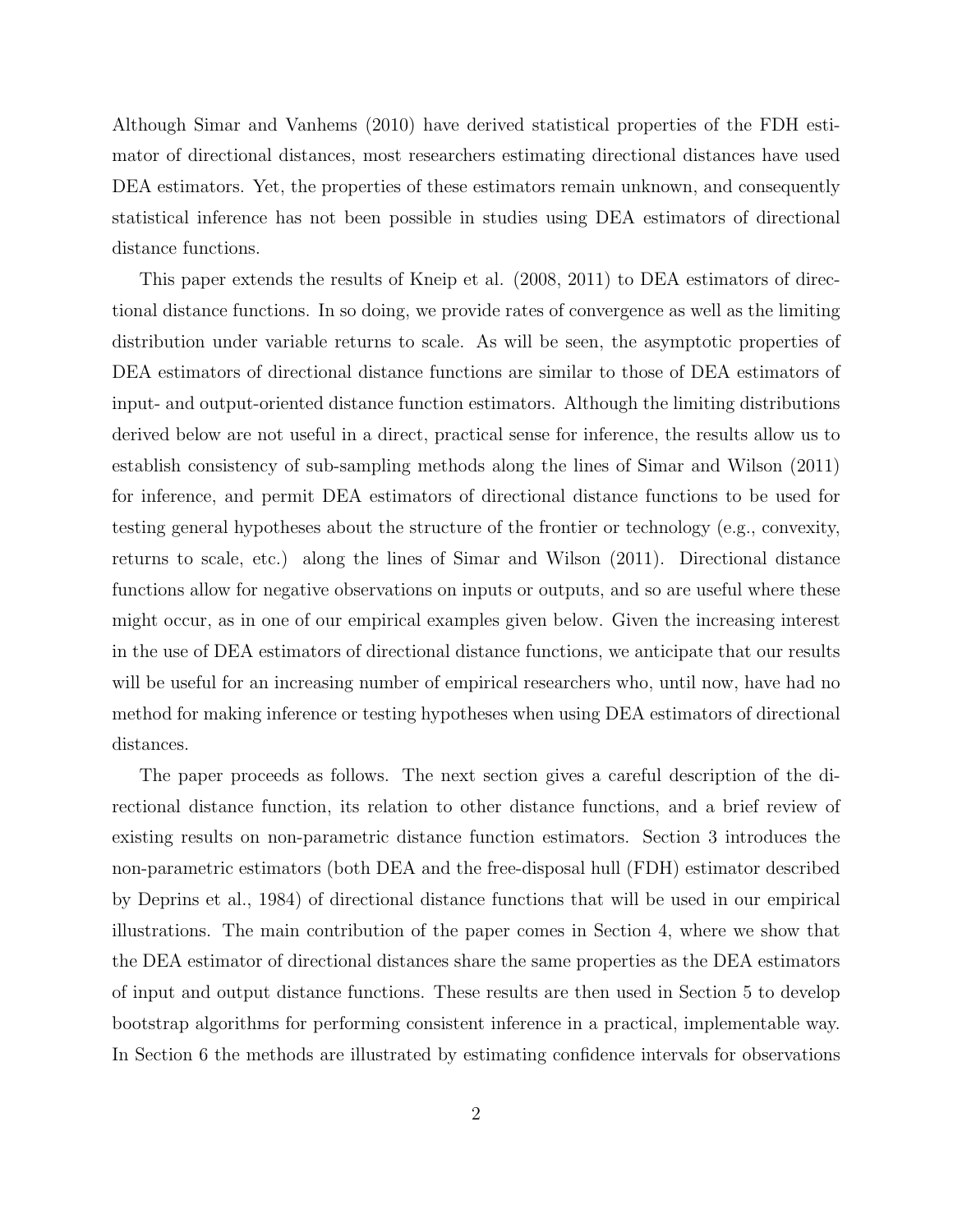Although Simar and Vanhems (2010) have derived statistical properties of the FDH estimator of directional distances, most researchers estimating directional distances have used DEA estimators. Yet, the properties of these estimators remain unknown, and consequently statistical inference has not been possible in studies using DEA estimators of directional distance functions.

This paper extends the results of Kneip et al. (2008, 2011) to DEA estimators of directional distance functions. In so doing, we provide rates of convergence as well as the limiting distribution under variable returns to scale. As will be seen, the asymptotic properties of DEA estimators of directional distance functions are similar to those of DEA estimators of input- and output-oriented distance function estimators. Although the limiting distributions derived below are not useful in a direct, practical sense for inference, the results allow us to establish consistency of sub-sampling methods along the lines of Simar and Wilson (2011) for inference, and permit DEA estimators of directional distance functions to be used for testing general hypotheses about the structure of the frontier or technology (e.g., convexity, returns to scale, etc.) along the lines of Simar and Wilson (2011). Directional distance functions allow for negative observations on inputs or outputs, and so are useful where these might occur, as in one of our empirical examples given below. Given the increasing interest in the use of DEA estimators of directional distance functions, we anticipate that our results will be useful for an increasing number of empirical researchers who, until now, have had no method for making inference or testing hypotheses when using DEA estimators of directional distances.

The paper proceeds as follows. The next section gives a careful description of the directional distance function, its relation to other distance functions, and a brief review of existing results on non-parametric distance function estimators. Section 3 introduces the non-parametric estimators (both DEA and the free-disposal hull (FDH) estimator described by Deprins et al., 1984) of directional distance functions that will be used in our empirical illustrations. The main contribution of the paper comes in Section 4, where we show that the DEA estimator of directional distances share the same properties as the DEA estimators of input and output distance functions. These results are then used in Section 5 to develop bootstrap algorithms for performing consistent inference in a practical, implementable way. In Section 6 the methods are illustrated by estimating confidence intervals for observations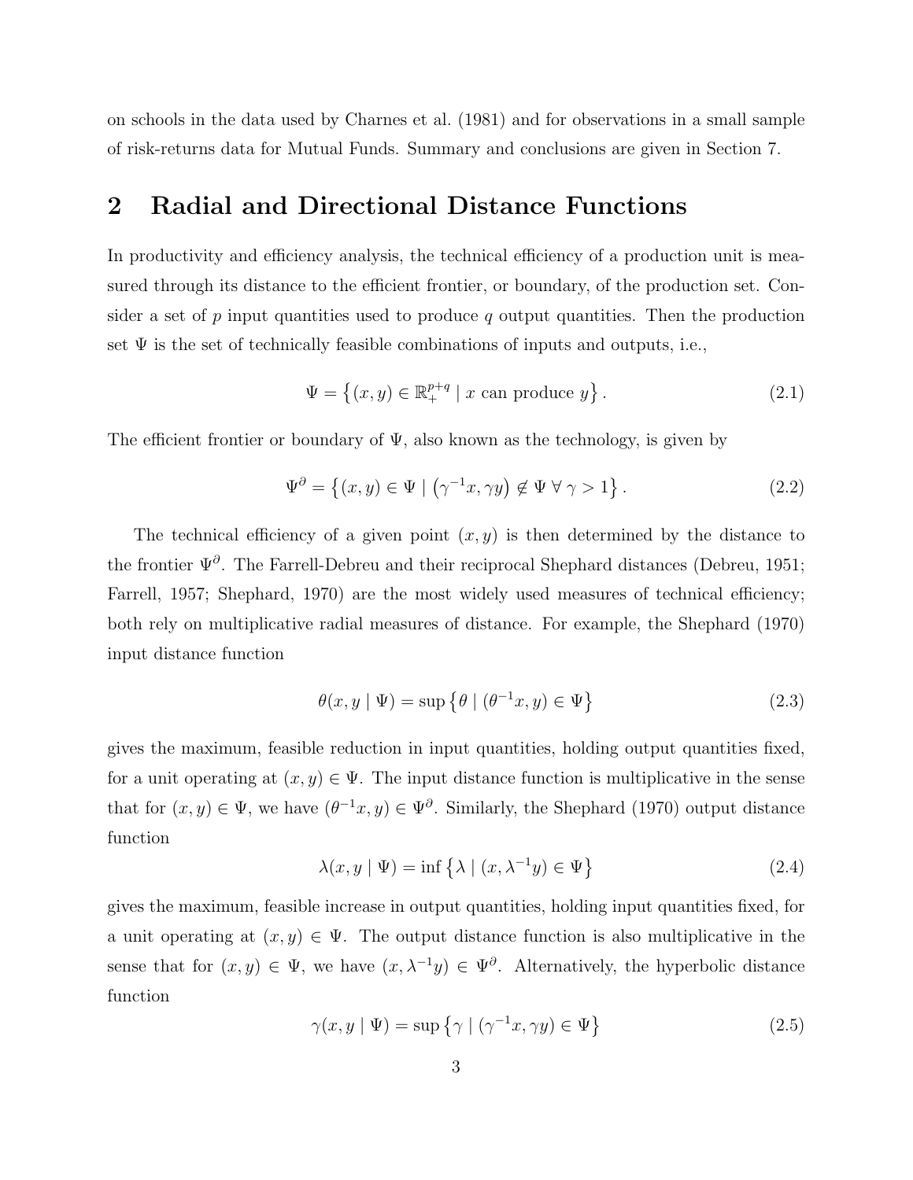on schools in the data used by Charnes et al. (1981) and for observations in a small sample of risk-returns data for Mutual Funds. Summary and conclusions are given in Section 7.

## 2 Radial and Directional Distance Functions

In productivity and efficiency analysis, the technical efficiency of a production unit is measured through its distance to the efficient frontier, or boundary, of the production set. Consider a set of $p$ input quantities used to produce $q$ output quantities. Then the production set $\Psi$ is the set of technically feasible combinations of inputs and outputs, i.e.,

$$\Psi = \left\{ (x, y) \in \mathbb{R}_{+}^{p+q} \mid x \text{ can produce } y \right\}. \tag{2.1}$$

The efficient frontier or boundary of $\Psi$, also known as the technology, is given by

$$\Psi^{\partial} = \left\{ (x, y) \in \Psi \mid \left( \gamma^{-1} x, \gamma y \right) \notin \Psi \; \forall \; \gamma > 1 \right\}. \tag{2.2}$$

The technical efficiency of a given point $(x, y)$ is then determined by the distance to the frontier $\Psi^{\partial}$. The Farrell-Debreu and their reciprocal Shephard distances (Debreu, 1951; Farrell, 1957; Shephard, 1970) are the most widely used measures of technical efficiency; both rely on multiplicative radial measures of distance. For example, the Shephard (1970) input distance function

$$\theta(x, y \mid \Psi) = \sup \left\{ \theta \mid (\theta^{-1} x, y) \in \Psi \right\} \tag{2.3}$$

gives the maximum, feasible reduction in input quantities, holding output quantities fixed, for a unit operating at $(x, y) \in \Psi$. The input distance function is multiplicative in the sense that for $(x, y) \in \Psi$, we have $(\theta^{-1} x, y) \in \Psi^{\partial}$. Similarly, the Shephard (1970) output distance function

$$\lambda(x, y \mid \Psi) = \inf \left\{ \lambda \mid (x, \lambda^{-1} y) \in \Psi \right\} \tag{2.4}$$

gives the maximum, feasible increase in output quantities, holding input quantities fixed, for a unit operating at $(x, y) \in \Psi$. The output distance function is also multiplicative in the sense that for $(x, y) \in \Psi$, we have $(x, \lambda^{-1} y) \in \Psi^{\partial}$. Alternatively, the hyperbolic distance function

$$\gamma(x, y \mid \Psi) = \sup \left\{ \gamma \mid (\gamma^{-1} x, \gamma y) \in \Psi \right\} \tag{2.5}$$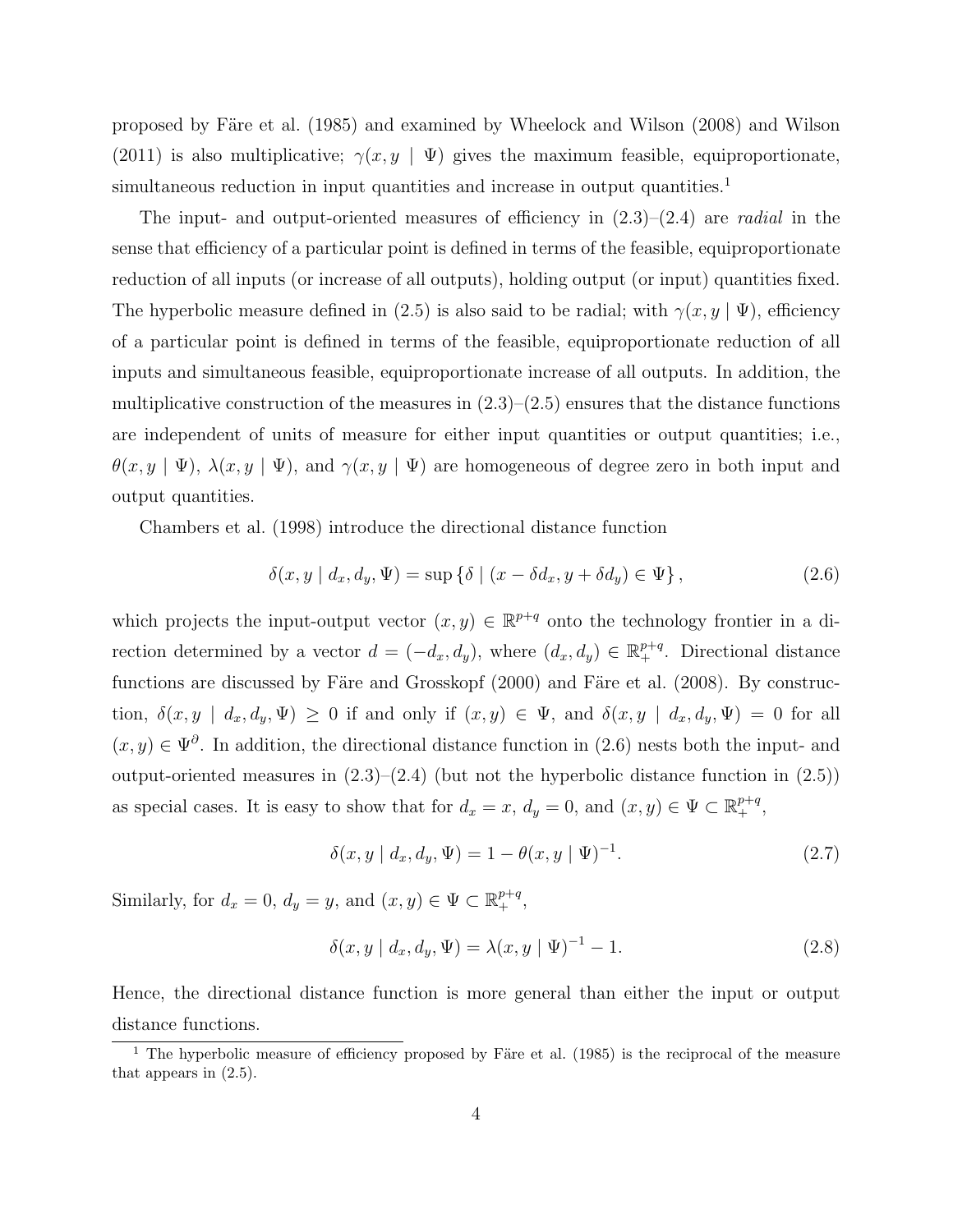proposed by Färe et al. (1985) and examined by Wheelock and Wilson (2008) and Wilson (2011) is also multiplicative; $\gamma(x, y \mid \Psi)$ gives the maximum feasible, equiproportionate, simultaneous reduction in input quantities and increase in output quantities.[1]

The input- and output-oriented measures of efficiency in (2.3)–(2.4) are *radial* in the sense that efficiency of a particular point is defined in terms of the feasible, equiproportionate reduction of all inputs (or increase of all outputs), holding output (or input) quantities fixed. The hyperbolic measure defined in (2.5) is also said to be radial; with $\gamma(x, y \mid \Psi)$, efficiency of a particular point is defined in terms of the feasible, equiproportionate reduction of all inputs and simultaneous feasible, equiproportionate increase of all outputs. In addition, the multiplicative construction of the measures in (2.3)–(2.5) ensures that the distance functions are independent of units of measure for either input quantities or output quantities; i.e., $\theta(x, y \mid \Psi)$, $\lambda(x, y \mid \Psi)$, and $\gamma(x, y \mid \Psi)$ are homogeneous of degree zero in both input and output quantities.

Chambers et al. (1998) introduce the directional distance function

$$\delta(x, y \mid d_x, d_y, \Psi) = \sup \{\delta \mid (x - \delta d_x, y + \delta d_y) \in \Psi\}, \tag{2.6}$$

which projects the input-output vector $(x, y) \in \mathbb{R}^{p+q}$ onto the technology frontier in a direction determined by a vector $d = (-d_x, d_y)$, where $(d_x, d_y) \in \mathbb{R}_+^{p+q}$. Directional distance functions are discussed by Färe and Grosskopf (2000) and Färe et al. (2008). By construction, $\delta(x, y \mid d_x, d_y, \Psi) \geq 0$ if and only if $(x, y) \in \Psi$, and $\delta(x, y \mid d_x, d_y, \Psi) = 0$ for all $(x, y) \in \Psi^\partial$. In addition, the directional distance function in (2.6) nests both the input- and output-oriented measures in (2.3)–(2.4) (but not the hyperbolic distance function in (2.5)) as special cases. It is easy to show that for $d_x = x$, $d_y = 0$, and $(x, y) \in \Psi \subset \mathbb{R}_+^{p+q}$,

$$\delta(x, y \mid d_x, d_y, \Psi) = 1 - \theta(x, y \mid \Psi)^{-1}. \tag{2.7}$$

Similarly, for $d_x = 0$, $d_y = y$, and $(x, y) \in \Psi \subset \mathbb{R}_+^{p+q}$,

$$\delta(x, y \mid d_x, d_y, \Psi) = \lambda(x, y \mid \Psi)^{-1} - 1. \tag{2.8}$$

Hence, the directional distance function is more general than either the input or output distance functions.

[1] The hyperbolic measure of efficiency proposed by Färe et al. (1985) is the reciprocal of the measure that appears in (2.5).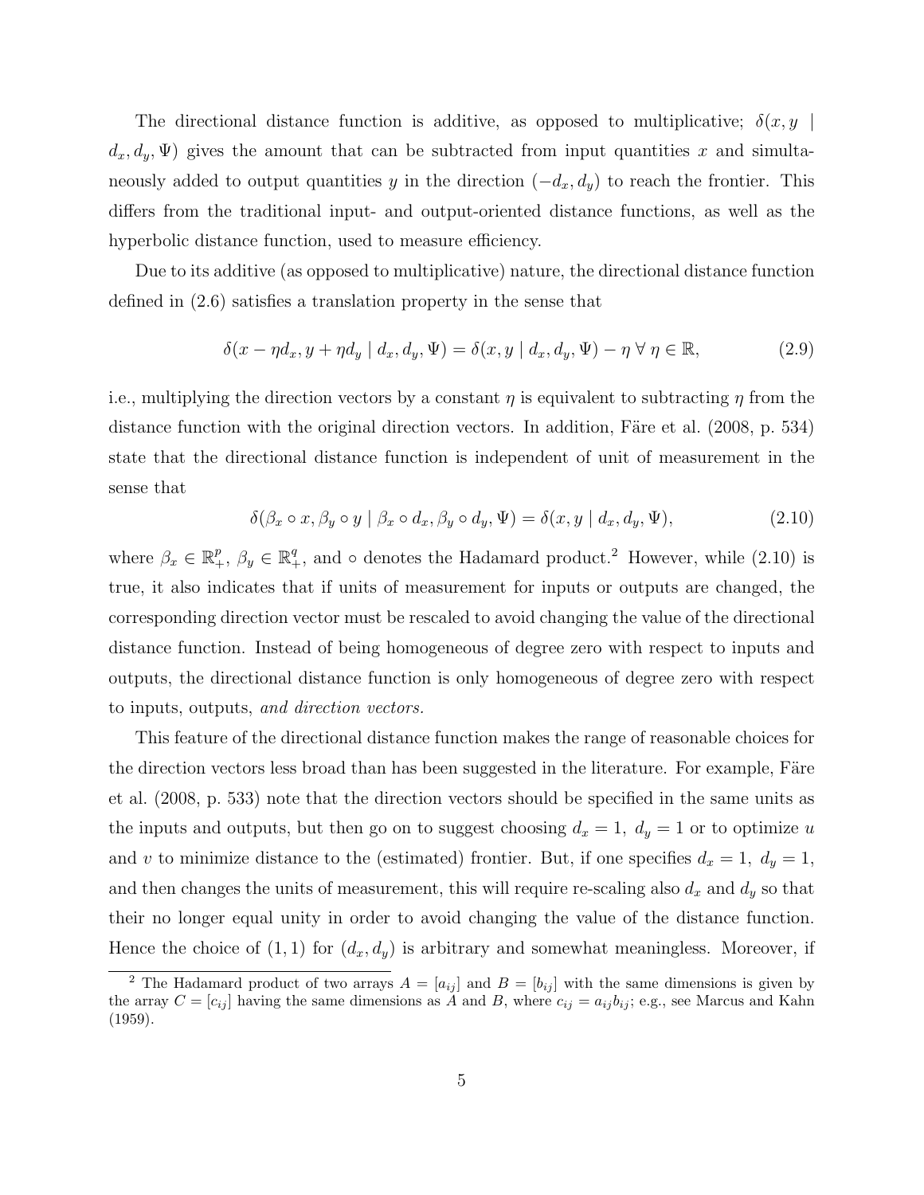The directional distance function is additive, as opposed to multiplicative; $\delta(x, y \mid d_x, d_y, \Psi)$ gives the amount that can be subtracted from input quantities $x$ and simultaneously added to output quantities $y$ in the direction $(-d_x, d_y)$ to reach the frontier. This differs from the traditional input- and output-oriented distance functions, as well as the hyperbolic distance function, used to measure efficiency.

Due to its additive (as opposed to multiplicative) nature, the directional distance function defined in (2.6) satisfies a translation property in the sense that

$$\delta(x - \eta d_x, y + \eta d_y \mid d_x, d_y, \Psi) = \delta(x, y \mid d_x, d_y, \Psi) - \eta \; \forall \; \eta \in \mathbb{R}, \tag{2.9}$$

i.e., multiplying the direction vectors by a constant $\eta$ is equivalent to subtracting $\eta$ from the distance function with the original direction vectors. In addition, Färe et al. (2008, p. 534) state that the directional distance function is independent of unit of measurement in the sense that

$$\delta(\beta_x \circ x, \beta_y \circ y \mid \beta_x \circ d_x, \beta_y \circ d_y, \Psi) = \delta(x, y \mid d_x, d_y, \Psi), \tag{2.10}$$

where $\beta_x \in \mathbb{R}_+^p$, $\beta_y \in \mathbb{R}_+^q$, and $\circ$ denotes the Hadamard product.[2] However, while (2.10) is true, it also indicates that if units of measurement for inputs or outputs are changed, the corresponding direction vector must be rescaled to avoid changing the value of the directional distance function. Instead of being homogeneous of degree zero with respect to inputs and outputs, the directional distance function is only homogeneous of degree zero with respect to inputs, outputs, *and direction vectors.*

This feature of the directional distance function makes the range of reasonable choices for the direction vectors less broad than has been suggested in the literature. For example, Färe et al. (2008, p. 533) note that the direction vectors should be specified in the same units as the inputs and outputs, but then go on to suggest choosing $d_x = 1, \; d_y = 1$ or to optimize $u$ and $v$ to minimize distance to the (estimated) frontier. But, if one specifies $d_x = 1, \; d_y = 1$, and then changes the units of measurement, this will require re-scaling also $d_x$ and $d_y$ so that their no longer equal unity in order to avoid changing the value of the distance function. Hence the choice of $(1, 1)$ for $(d_x, d_y)$ is arbitrary and somewhat meaningless. Moreover, if

[2] The Hadamard product of two arrays $A = [a_{ij}]$ and $B = [b_{ij}]$ with the same dimensions is given by the array $C = [c_{ij}]$ having the same dimensions as $A$ and $B$, where $c_{ij} = a_{ij} b_{ij}$; e.g., see Marcus and Kahn (1959).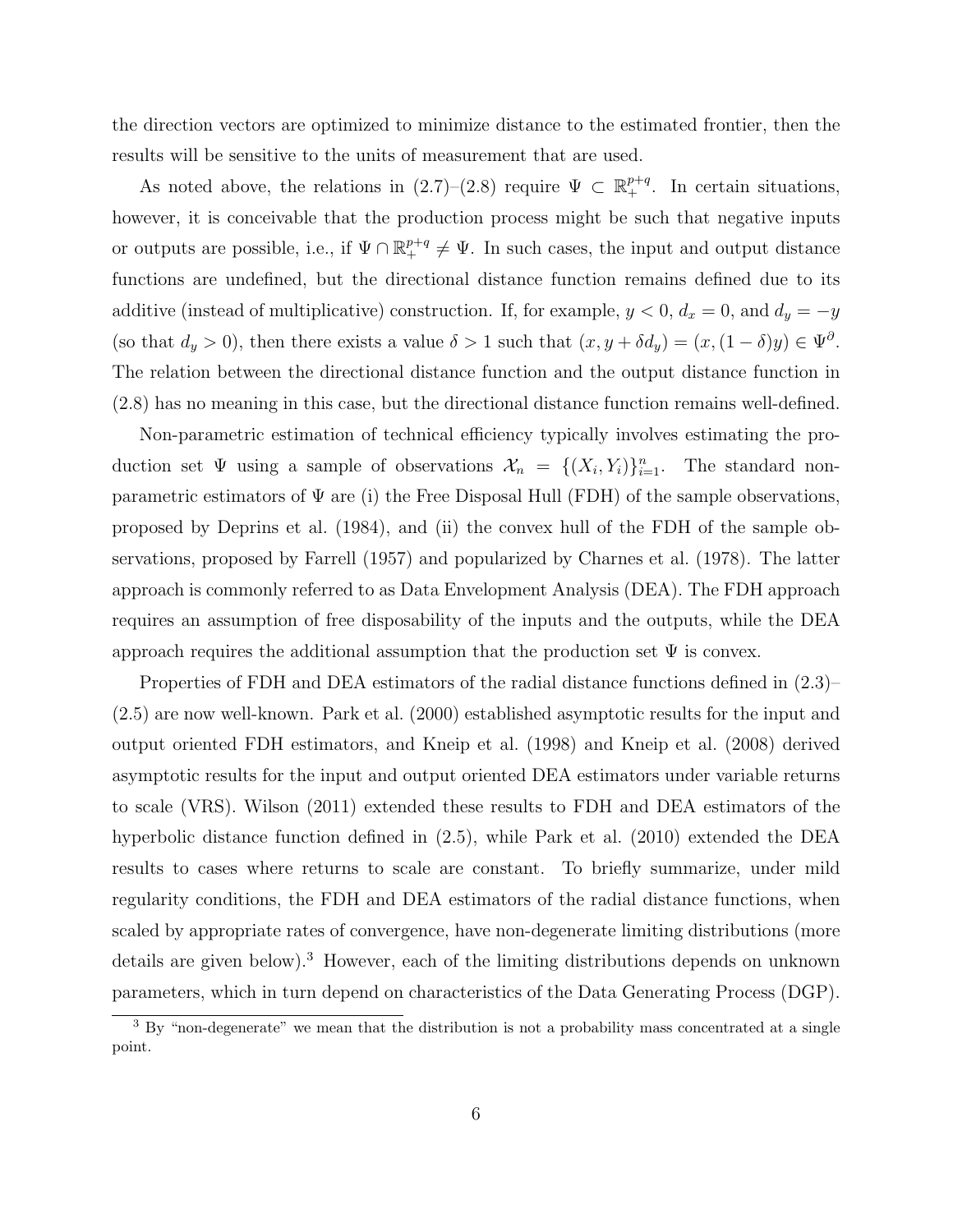the direction vectors are optimized to minimize distance to the estimated frontier, then the results will be sensitive to the units of measurement that are used.

As noted above, the relations in (2.7)–(2.8) require $\Psi \subset \mathbb{R}_+^{p+q}$. In certain situations, however, it is conceivable that the production process might be such that negative inputs or outputs are possible, i.e., if $\Psi \cap \mathbb{R}_+^{p+q} \neq \Psi$. In such cases, the input and output distance functions are undefined, but the directional distance function remains defined due to its additive (instead of multiplicative) construction. If, for example, $y < 0$, $d_x = 0$, and $d_y = -y$ (so that $d_y > 0$), then there exists a value $\delta > 1$ such that $(x, y + \delta d_y) = (x, (1 - \delta)y) \in \Psi^\partial$. The relation between the directional distance function and the output distance function in (2.8) has no meaning in this case, but the directional distance function remains well-defined.

Non-parametric estimation of technical efficiency typically involves estimating the production set $\Psi$ using a sample of observations $\mathcal{X}_n = \{(X_i, Y_i)\}_{i=1}^n$. The standard non-parametric estimators of $\Psi$ are (i) the Free Disposal Hull (FDH) of the sample observations, proposed by Deprins et al. (1984), and (ii) the convex hull of the FDH of the sample observations, proposed by Farrell (1957) and popularized by Charnes et al. (1978). The latter approach is commonly referred to as Data Envelopment Analysis (DEA). The FDH approach requires an assumption of free disposability of the inputs and the outputs, while the DEA approach requires the additional assumption that the production set $\Psi$ is convex.

Properties of FDH and DEA estimators of the radial distance functions defined in (2.3)–(2.5) are now well-known. Park et al. (2000) established asymptotic results for the input and output oriented FDH estimators, and Kneip et al. (1998) and Kneip et al. (2008) derived asymptotic results for the input and output oriented DEA estimators under variable returns to scale (VRS). Wilson (2011) extended these results to FDH and DEA estimators of the hyperbolic distance function defined in (2.5), while Park et al. (2010) extended the DEA results to cases where returns to scale are constant. To briefly summarize, under mild regularity conditions, the FDH and DEA estimators of the radial distance functions, when scaled by appropriate rates of convergence, have non-degenerate limiting distributions (more details are given below).[3] However, each of the limiting distributions depends on unknown parameters, which in turn depend on characteristics of the Data Generating Process (DGP).

[3] By "non-degenerate" we mean that the distribution is not a probability mass concentrated at a single point.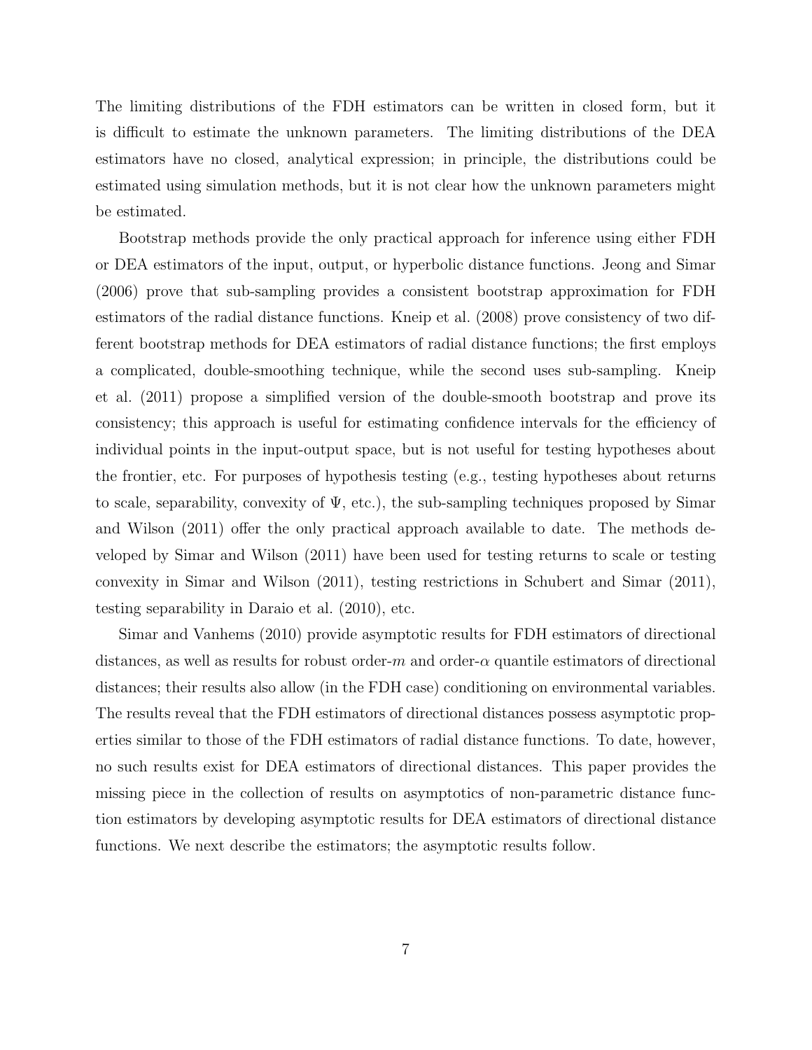The limiting distributions of the FDH estimators can be written in closed form, but it is difficult to estimate the unknown parameters. The limiting distributions of the DEA estimators have no closed, analytical expression; in principle, the distributions could be estimated using simulation methods, but it is not clear how the unknown parameters might be estimated.

Bootstrap methods provide the only practical approach for inference using either FDH or DEA estimators of the input, output, or hyperbolic distance functions. Jeong and Simar (2006) prove that sub-sampling provides a consistent bootstrap approximation for FDH estimators of the radial distance functions. Kneip et al. (2008) prove consistency of two different bootstrap methods for DEA estimators of radial distance functions; the first employs a complicated, double-smoothing technique, while the second uses sub-sampling. Kneip et al. (2011) propose a simplified version of the double-smooth bootstrap and prove its consistency; this approach is useful for estimating confidence intervals for the efficiency of individual points in the input-output space, but is not useful for testing hypotheses about the frontier, etc. For purposes of hypothesis testing (e.g., testing hypotheses about returns to scale, separability, convexity of $\Psi$, etc.), the sub-sampling techniques proposed by Simar and Wilson (2011) offer the only practical approach available to date. The methods developed by Simar and Wilson (2011) have been used for testing returns to scale or testing convexity in Simar and Wilson (2011), testing restrictions in Schubert and Simar (2011), testing separability in Daraio et al. (2010), etc.

Simar and Vanhems (2010) provide asymptotic results for FDH estimators of directional distances, as well as results for robust order-$m$ and order-$\alpha$ quantile estimators of directional distances; their results also allow (in the FDH case) conditioning on environmental variables. The results reveal that the FDH estimators of directional distances possess asymptotic properties similar to those of the FDH estimators of radial distance functions. To date, however, no such results exist for DEA estimators of directional distances. This paper provides the missing piece in the collection of results on asymptotics of non-parametric distance function estimators by developing asymptotic results for DEA estimators of directional distance functions. We next describe the estimators; the asymptotic results follow.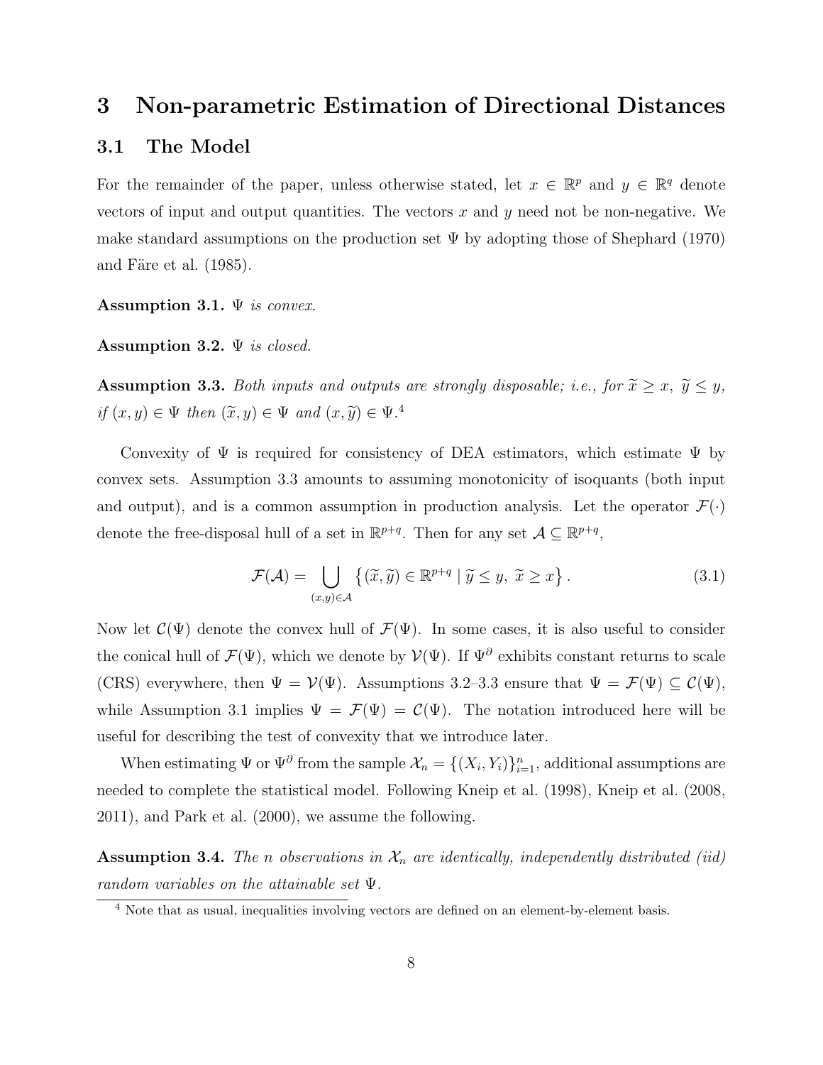# 3 Non-parametric Estimation of Directional Distances

## 3.1 The Model

For the remainder of the paper, unless otherwise stated, let $x \in \mathbb{R}^p$ and $y \in \mathbb{R}^q$ denote vectors of input and output quantities. The vectors $x$ and $y$ need not be non-negative. We make standard assumptions on the production set $\Psi$ by adopting those of Shephard (1970) and Färe et al. (1985).

**Assumption 3.1.** *$\Psi$ is convex.*

**Assumption 3.2.** *$\Psi$ is closed.*

**Assumption 3.3.** *Both inputs and outputs are strongly disposable; i.e., for $\widetilde{x} \geq x$, $\widetilde{y} \leq y$, if $(x, y) \in \Psi$ then $(\widetilde{x}, y) \in \Psi$ and $(x, \widetilde{y}) \in \Psi$.*[4]

Convexity of $\Psi$ is required for consistency of DEA estimators, which estimate $\Psi$ by convex sets. Assumption 3.3 amounts to assuming monotonicity of isoquants (both input and output), and is a common assumption in production analysis. Let the operator $\mathcal{F}(\cdot)$ denote the free-disposal hull of a set in $\mathbb{R}^{p+q}$. Then for any set $\mathcal{A} \subseteq \mathbb{R}^{p+q}$,

$$\mathcal{F}(\mathcal{A}) = \bigcup_{(x,y)\in\mathcal{A}} \left\{ (\widetilde{x}, \widetilde{y}) \in \mathbb{R}^{p+q} \mid \widetilde{y} \leq y,\ \widetilde{x} \geq x \right\}. \tag{3.1}$$

Now let $\mathcal{C}(\Psi)$ denote the convex hull of $\mathcal{F}(\Psi)$. In some cases, it is also useful to consider the conical hull of $\mathcal{F}(\Psi)$, which we denote by $\mathcal{V}(\Psi)$. If $\Psi^{\partial}$ exhibits constant returns to scale (CRS) everywhere, then $\Psi = \mathcal{V}(\Psi)$. Assumptions 3.2–3.3 ensure that $\Psi = \mathcal{F}(\Psi) \subseteq \mathcal{C}(\Psi)$, while Assumption 3.1 implies $\Psi = \mathcal{F}(\Psi) = \mathcal{C}(\Psi)$. The notation introduced here will be useful for describing the test of convexity that we introduce later.

When estimating $\Psi$ or $\Psi^{\partial}$ from the sample $\mathcal{X}_n = \{(X_i, Y_i)\}_{i=1}^{n}$, additional assumptions are needed to complete the statistical model. Following Kneip et al. (1998), Kneip et al. (2008, 2011), and Park et al. (2000), we assume the following.

**Assumption 3.4.** *The $n$ observations in $\mathcal{X}_n$ are identically, independently distributed (iid) random variables on the attainable set $\Psi$.*

[4] Note that as usual, inequalities involving vectors are defined on an element-by-element basis.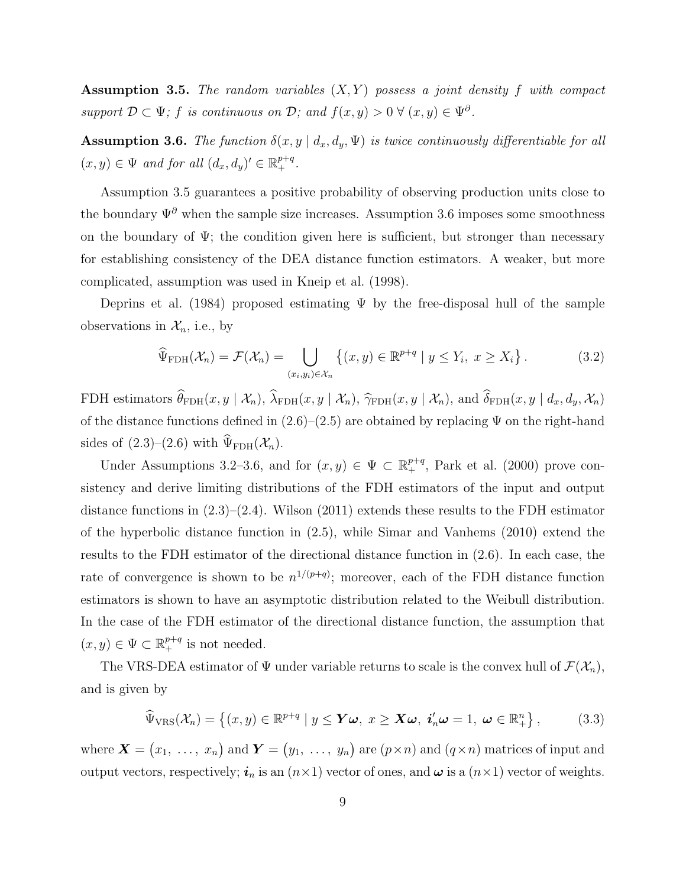**Assumption 3.5.** *The random variables $(X, Y)$ possess a joint density $f$ with compact support $\mathcal{D} \subset \Psi$; $f$ is continuous on $\mathcal{D}$; and $f(x, y) > 0 \; \forall \; (x, y) \in \Psi^{\partial}$.*

**Assumption 3.6.** *The function $\delta(x, y \mid d_x, d_y, \Psi)$ is twice continuously differentiable for all $(x, y) \in \Psi$ and for all $(d_x, d_y)' \in \mathbb{R}_{+}^{p+q}$.*

Assumption 3.5 guarantees a positive probability of observing production units close to the boundary $\Psi^{\partial}$ when the sample size increases. Assumption 3.6 imposes some smoothness on the boundary of $\Psi$; the condition given here is sufficient, but stronger than necessary for establishing consistency of the DEA distance function estimators. A weaker, but more complicated, assumption was used in Kneip et al. (1998).

Deprins et al. (1984) proposed estimating $\Psi$ by the free-disposal hull of the sample observations in $\mathcal{X}_n$, i.e., by

$$\widehat{\Psi}_{\text{FDH}}(\mathcal{X}_n) = \mathcal{F}(\mathcal{X}_n) = \bigcup_{(x_i, y_i) \in \mathcal{X}_n} \left\{ (x, y) \in \mathbb{R}^{p+q} \mid y \leq Y_i, \; x \geq X_i \right\}. \tag{3.2}$$

FDH estimators $\widehat{\theta}_{\text{FDH}}(x, y \mid \mathcal{X}_n)$, $\widehat{\lambda}_{\text{FDH}}(x, y \mid \mathcal{X}_n)$, $\widehat{\gamma}_{\text{FDH}}(x, y \mid \mathcal{X}_n)$, and $\widehat{\delta}_{\text{FDH}}(x, y \mid d_x, d_y, \mathcal{X}_n)$ of the distance functions defined in (2.6)–(2.5) are obtained by replacing $\Psi$ on the right-hand sides of (2.3)–(2.6) with $\widehat{\Psi}_{\text{FDH}}(\mathcal{X}_n)$.

Under Assumptions 3.2–3.6, and for $(x, y) \in \Psi \subset \mathbb{R}_{+}^{p+q}$, Park et al. (2000) prove consistency and derive limiting distributions of the FDH estimators of the input and output distance functions in (2.3)–(2.4). Wilson (2011) extends these results to the FDH estimator of the hyperbolic distance function in (2.5), while Simar and Vanhems (2010) extend the results to the FDH estimator of the directional distance function in (2.6). In each case, the rate of convergence is shown to be $n^{1/(p+q)}$; moreover, each of the FDH distance function estimators is shown to have an asymptotic distribution related to the Weibull distribution. In the case of the FDH estimator of the directional distance function, the assumption that $(x, y) \in \Psi \subset \mathbb{R}_{+}^{p+q}$ is not needed.

The VRS-DEA estimator of $\Psi$ under variable returns to scale is the convex hull of $\mathcal{F}(\mathcal{X}_n)$, and is given by

$$\widehat{\Psi}_{\text{VRS}}(\mathcal{X}_n) = \left\{ (x, y) \in \mathbb{R}^{p+q} \mid y \leq \boldsymbol{Y}\boldsymbol{\omega}, \; x \geq \boldsymbol{X}\boldsymbol{\omega}, \; \boldsymbol{i}_n'\boldsymbol{\omega} = 1, \; \boldsymbol{\omega} \in \mathbb{R}_{+}^{n} \right\}, \tag{3.3}$$

where $\boldsymbol{X} = \begin{pmatrix} x_1, \; \ldots, \; x_n \end{pmatrix}$ and $\boldsymbol{Y} = \begin{pmatrix} y_1, \; \ldots, \; y_n \end{pmatrix}$ are $(p \times n)$ and $(q \times n)$ matrices of input and output vectors, respectively; $\boldsymbol{i}_n$ is an $(n \times 1)$ vector of ones, and $\boldsymbol{\omega}$ is a $(n \times 1)$ vector of weights.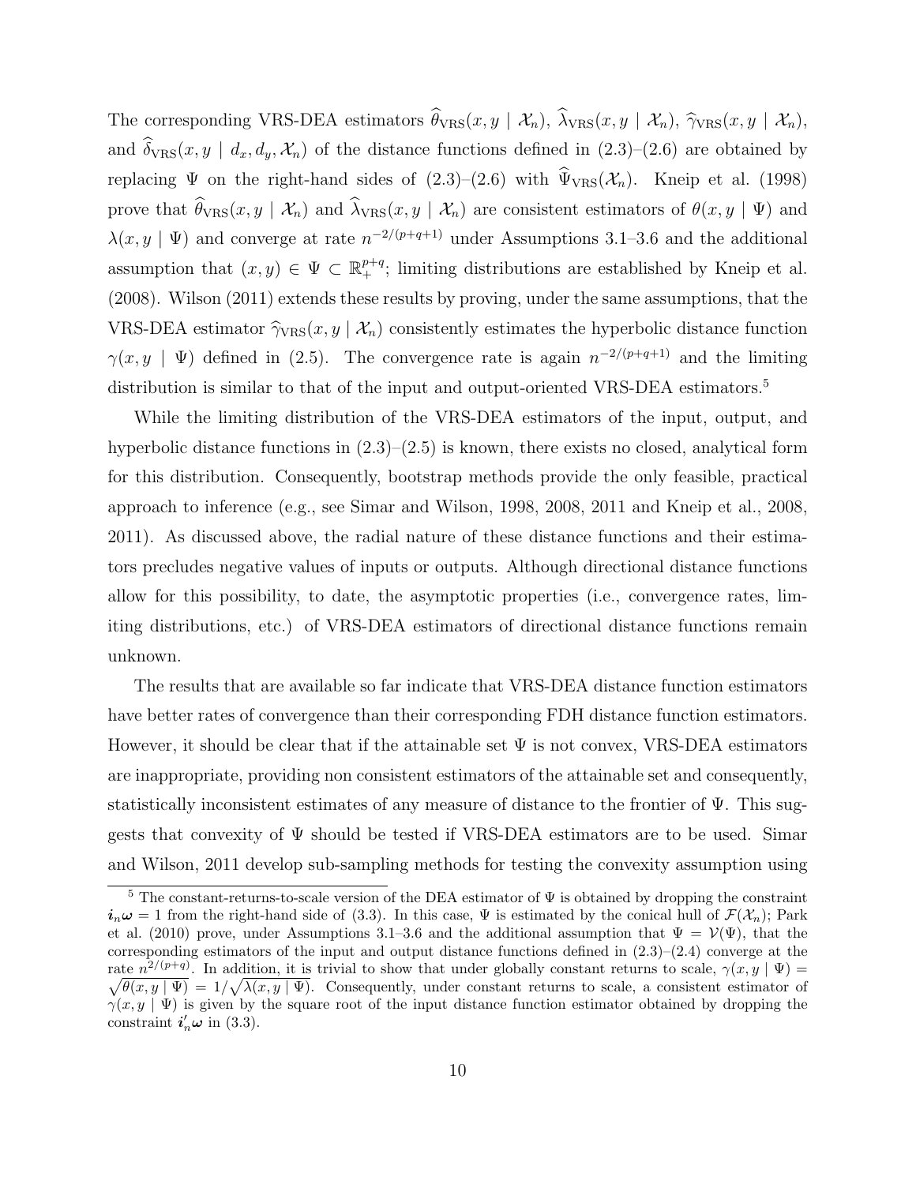The corresponding VRS-DEA estimators $\widehat{\theta}_{\rm VRS}(x, y \mid \mathcal{X}_n)$, $\widehat{\lambda}_{\rm VRS}(x, y \mid \mathcal{X}_n)$, $\widehat{\gamma}_{\rm VRS}(x, y \mid \mathcal{X}_n)$, and $\widehat{\delta}_{\rm VRS}(x, y \mid d_x, d_y, \mathcal{X}_n)$ of the distance functions defined in (2.3)–(2.6) are obtained by replacing $\Psi$ on the right-hand sides of (2.3)–(2.6) with $\widehat{\Psi}_{\rm VRS}(\mathcal{X}_n)$. Kneip et al. (1998) prove that $\widehat{\theta}_{\rm VRS}(x, y \mid \mathcal{X}_n)$ and $\widehat{\lambda}_{\rm VRS}(x, y \mid \mathcal{X}_n)$ are consistent estimators of $\theta(x, y \mid \Psi)$ and $\lambda(x, y \mid \Psi)$ and converge at rate $n^{-2/(p+q+1)}$ under Assumptions 3.1–3.6 and the additional assumption that $(x, y) \in \Psi \subset \mathbb{R}_+^{p+q}$; limiting distributions are established by Kneip et al. (2008). Wilson (2011) extends these results by proving, under the same assumptions, that the VRS-DEA estimator $\widehat{\gamma}_{\rm VRS}(x, y \mid \mathcal{X}_n)$ consistently estimates the hyperbolic distance function $\gamma(x, y \mid \Psi)$ defined in (2.5). The convergence rate is again $n^{-2/(p+q+1)}$ and the limiting distribution is similar to that of the input and output-oriented VRS-DEA estimators.[5]

While the limiting distribution of the VRS-DEA estimators of the input, output, and hyperbolic distance functions in (2.3)–(2.5) is known, there exists no closed, analytical form for this distribution. Consequently, bootstrap methods provide the only feasible, practical approach to inference (e.g., see Simar and Wilson, 1998, 2008, 2011 and Kneip et al., 2008, 2011). As discussed above, the radial nature of these distance functions and their estimators precludes negative values of inputs or outputs. Although directional distance functions allow for this possibility, to date, the asymptotic properties (i.e., convergence rates, limiting distributions, etc.) of VRS-DEA estimators of directional distance functions remain unknown.

The results that are available so far indicate that VRS-DEA distance function estimators have better rates of convergence than their corresponding FDH distance function estimators. However, it should be clear that if the attainable set $\Psi$ is not convex, VRS-DEA estimators are inappropriate, providing non consistent estimators of the attainable set and consequently, statistically inconsistent estimates of any measure of distance to the frontier of $\Psi$. This suggests that convexity of $\Psi$ should be tested if VRS-DEA estimators are to be used. Simar and Wilson, 2011 develop sub-sampling methods for testing the convexity assumption using

[5] The constant-returns-to-scale version of the DEA estimator of $\Psi$ is obtained by dropping the constraint $\boldsymbol{i}_n \boldsymbol{\omega} = 1$ from the right-hand side of (3.3). In this case, $\Psi$ is estimated by the conical hull of $\mathcal{F}(\mathcal{X}_n)$; Park et al. (2010) prove, under Assumptions 3.1–3.6 and the additional assumption that $\Psi = \mathcal{V}(\Psi)$, that the corresponding estimators of the input and output distance functions defined in (2.3)–(2.4) converge at the rate $n^{2/(p+q)}$. In addition, it is trivial to show that under globally constant returns to scale, $\gamma(x, y \mid \Psi) = \sqrt{\theta(x, y \mid \Psi)} = 1/\sqrt{\lambda(x, y \mid \Psi)}$. Consequently, under constant returns to scale, a consistent estimator of $\gamma(x, y \mid \Psi)$ is given by the square root of the input distance function estimator obtained by dropping the constraint $\boldsymbol{i}_n' \boldsymbol{\omega}$ in (3.3).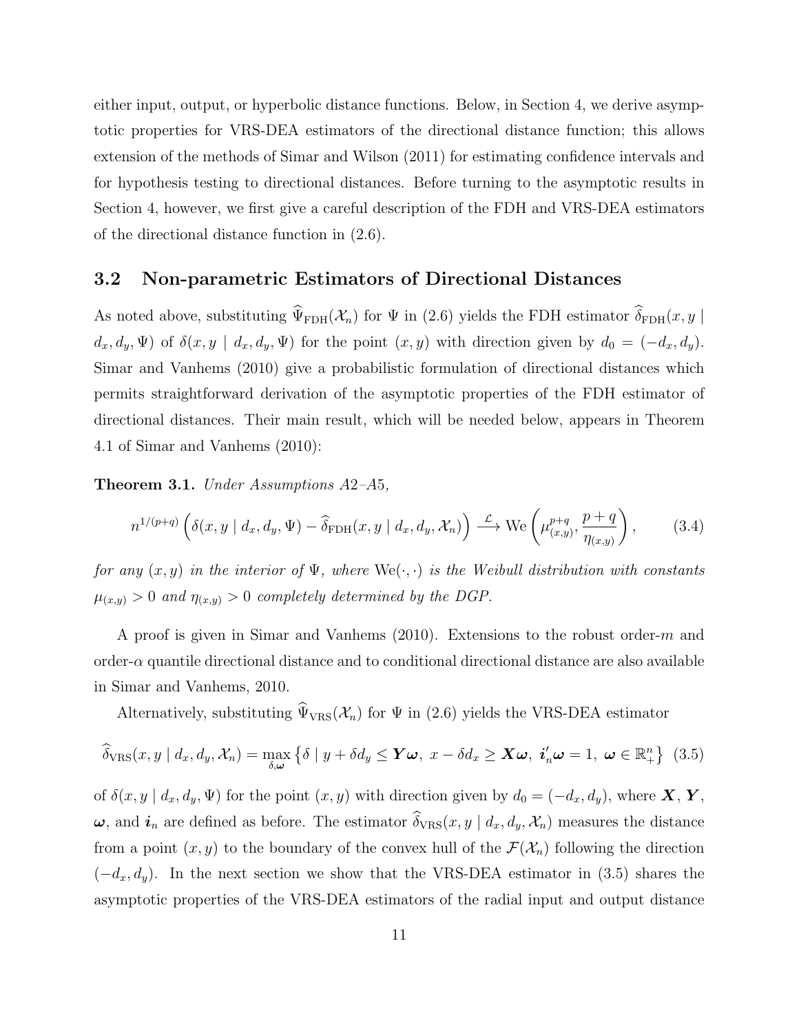either input, output, or hyperbolic distance functions. Below, in Section 4, we derive asymptotic properties for VRS-DEA estimators of the directional distance function; this allows extension of the methods of Simar and Wilson (2011) for estimating confidence intervals and for hypothesis testing to directional distances. Before turning to the asymptotic results in Section 4, however, we first give a careful description of the FDH and VRS-DEA estimators of the directional distance function in (2.6).

### 3.2 Non-parametric Estimators of Directional Distances

As noted above, substituting $\widehat{\Psi}_{\text{FDH}}(\mathcal{X}_n)$ for $\Psi$ in (2.6) yields the FDH estimator $\widehat{\delta}_{\text{FDH}}(x, y \mid d_x, d_y, \Psi)$ of $\delta(x, y \mid d_x, d_y, \Psi)$ for the point $(x, y)$ with direction given by $d_0 = (-d_x, d_y)$. Simar and Vanhems (2010) give a probabilistic formulation of directional distances which permits straightforward derivation of the asymptotic properties of the FDH estimator of directional distances. Their main result, which will be needed below, appears in Theorem 4.1 of Simar and Vanhems (2010):

**Theorem 3.1.** *Under Assumptions A2–A5,*

$$n^{1/(p+q)} \left( \delta(x, y \mid d_x, d_y, \Psi) - \widehat{\delta}_{\text{FDH}}(x, y \mid d_x, d_y, \mathcal{X}_n) \right) \xrightarrow{\mathcal{L}} \text{We} \left( \mu_{(x,y)}^{p+q}, \frac{p+q}{\eta_{(x,y)}} \right), \tag{3.4}$$

*for any $(x, y)$ in the interior of $\Psi$, where $\text{We}(\cdot, \cdot)$ is the Weibull distribution with constants $\mu_{(x,y)} > 0$ and $\eta_{(x,y)} > 0$ completely determined by the DGP.*

A proof is given in Simar and Vanhems (2010). Extensions to the robust order-$m$ and order-$\alpha$ quantile directional distance and to conditional directional distance are also available in Simar and Vanhems, 2010.

Alternatively, substituting $\widehat{\Psi}_{\text{VRS}}(\mathcal{X}_n)$ for $\Psi$ in (2.6) yields the VRS-DEA estimator

$$\widehat{\delta}_{\text{VRS}}(x, y \mid d_x, d_y, \mathcal{X}_n) = \max_{\delta, \boldsymbol{\omega}} \left\{ \delta \mid y + \delta d_y \leq \boldsymbol{Y}\boldsymbol{\omega},\ x - \delta d_x \geq \boldsymbol{X}\boldsymbol{\omega},\ \boldsymbol{i}_n'\boldsymbol{\omega} = 1,\ \boldsymbol{\omega} \in \mathbb{R}_+^n \right\} \tag{3.5}$$

of $\delta(x, y \mid d_x, d_y, \Psi)$ for the point $(x, y)$ with direction given by $d_0 = (-d_x, d_y)$, where $\boldsymbol{X}$, $\boldsymbol{Y}$, $\boldsymbol{\omega}$, and $\boldsymbol{i}_n$ are defined as before. The estimator $\widehat{\delta}_{\text{VRS}}(x, y \mid d_x, d_y, \mathcal{X}_n)$ measures the distance from a point $(x, y)$ to the boundary of the convex hull of the $\mathcal{F}(\mathcal{X}_n)$ following the direction $(-d_x, d_y)$. In the next section we show that the VRS-DEA estimator in (3.5) shares the asymptotic properties of the VRS-DEA estimators of the radial input and output distance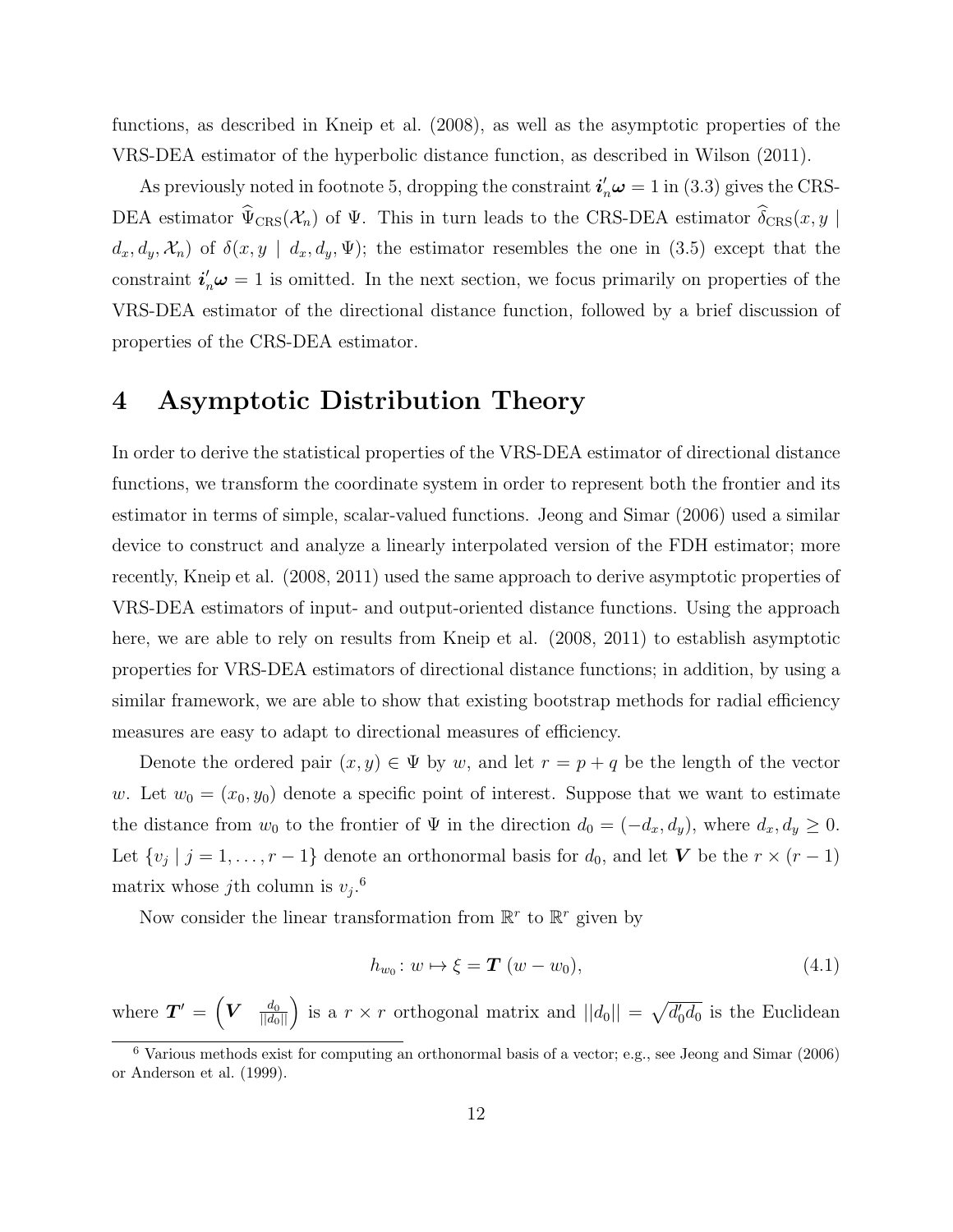functions, as described in Kneip et al. (2008), as well as the asymptotic properties of the VRS-DEA estimator of the hyperbolic distance function, as described in Wilson (2011).

As previously noted in footnote 5, dropping the constraint $\boldsymbol{i}_n'\boldsymbol{\omega} = 1$ in (3.3) gives the CRS-DEA estimator $\widehat{\Psi}_{\text{CRS}}(\mathcal{X}_n)$ of $\Psi$. This in turn leads to the CRS-DEA estimator $\widehat{\delta}_{\text{CRS}}(x, y \mid d_x, d_y, \mathcal{X}_n)$ of $\delta(x, y \mid d_x, d_y, \Psi)$; the estimator resembles the one in (3.5) except that the constraint $\boldsymbol{i}_n'\boldsymbol{\omega} = 1$ is omitted. In the next section, we focus primarily on properties of the VRS-DEA estimator of the directional distance function, followed by a brief discussion of properties of the CRS-DEA estimator.

# 4 Asymptotic Distribution Theory

In order to derive the statistical properties of the VRS-DEA estimator of directional distance functions, we transform the coordinate system in order to represent both the frontier and its estimator in terms of simple, scalar-valued functions. Jeong and Simar (2006) used a similar device to construct and analyze a linearly interpolated version of the FDH estimator; more recently, Kneip et al. (2008, 2011) used the same approach to derive asymptotic properties of VRS-DEA estimators of input- and output-oriented distance functions. Using the approach here, we are able to rely on results from Kneip et al. (2008, 2011) to establish asymptotic properties for VRS-DEA estimators of directional distance functions; in addition, by using a similar framework, we are able to show that existing bootstrap methods for radial efficiency measures are easy to adapt to directional measures of efficiency.

Denote the ordered pair $(x, y) \in \Psi$ by $w$, and let $r = p + q$ be the length of the vector $w$. Let $w_0 = (x_0, y_0)$ denote a specific point of interest. Suppose that we want to estimate the distance from $w_0$ to the frontier of $\Psi$ in the direction $d_0 = (-d_x, d_y)$, where $d_x, d_y \geq 0$. Let $\{v_j \mid j = 1, \ldots, r - 1\}$ denote an orthonormal basis for $d_0$, and let $\boldsymbol{V}$ be the $r \times (r - 1)$ matrix whose $j$th column is $v_j$.[6]

Now consider the linear transformation from $\mathbb{R}^r$ to $\mathbb{R}^r$ given by

$$h_{w_0} \colon w \mapsto \xi = \boldsymbol{T}\,(w - w_0), \tag{4.1}$$

where $\boldsymbol{T}' = \begin{pmatrix} \boldsymbol{V} & \frac{d_0}{||d_0||} \end{pmatrix}$ is a $r \times r$ orthogonal matrix and $||d_0|| = \sqrt{d_0' d_0}$ is the Euclidean

[6] Various methods exist for computing an orthonormal basis of a vector; e.g., see Jeong and Simar (2006) or Anderson et al. (1999).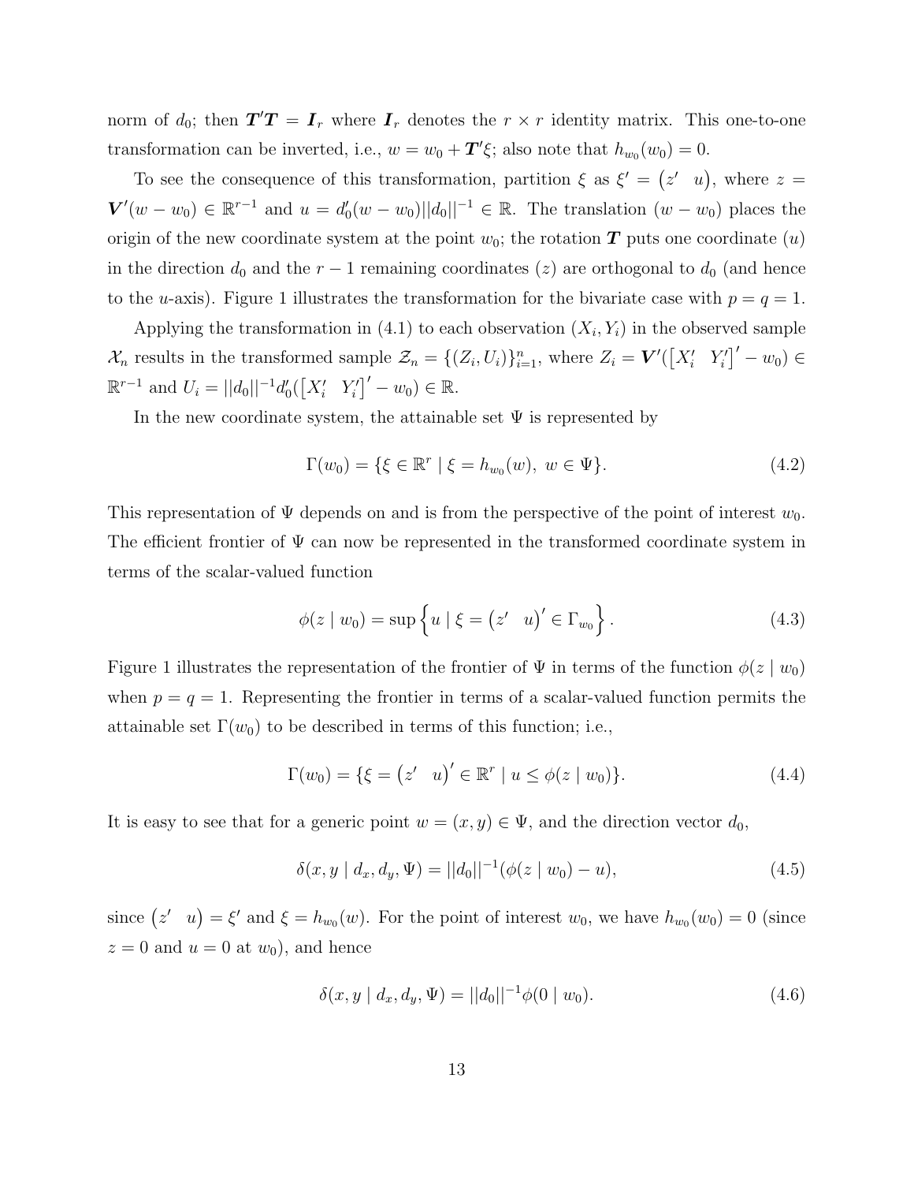norm of $d_0$; then $\boldsymbol{T}'\boldsymbol{T} = \boldsymbol{I}_r$ where $\boldsymbol{I}_r$ denotes the $r \times r$ identity matrix. This one-to-one transformation can be inverted, i.e., $w = w_0 + \boldsymbol{T}'\xi$; also note that $h_{w_0}(w_0) = 0$.

To see the consequence of this transformation, partition $\xi$ as $\xi' = \begin{pmatrix} z' & u \end{pmatrix}$, where $z = \boldsymbol{V}'(w - w_0) \in \mathbb{R}^{r-1}$ and $u = d_0'(w - w_0)||d_0||^{-1} \in \mathbb{R}$. The translation $(w - w_0)$ places the origin of the new coordinate system at the point $w_0$; the rotation $\boldsymbol{T}$ puts one coordinate ($u$) in the direction $d_0$ and the $r - 1$ remaining coordinates ($z$) are orthogonal to $d_0$ (and hence to the $u$-axis). Figure 1 illustrates the transformation for the bivariate case with $p = q = 1$.

Applying the transformation in (4.1) to each observation $(X_i, Y_i)$ in the observed sample $\mathcal{X}_n$ results in the transformed sample $\mathcal{Z}_n = \{(Z_i, U_i)\}_{i=1}^n$, where $Z_i = \boldsymbol{V}'(\begin{bmatrix} X_i' & Y_i' \end{bmatrix}' - w_0) \in \mathbb{R}^{r-1}$ and $U_i = ||d_0||^{-1}d_0'(\begin{bmatrix} X_i' & Y_i' \end{bmatrix}' - w_0) \in \mathbb{R}$.

In the new coordinate system, the attainable set $\Psi$ is represented by

$$\Gamma(w_0) = \{\xi \in \mathbb{R}^r \mid \xi = h_{w_0}(w),\ w \in \Psi\}. \tag{4.2}$$

This representation of $\Psi$ depends on and is from the perspective of the point of interest $w_0$. The efficient frontier of $\Psi$ can now be represented in the transformed coordinate system in terms of the scalar-valued function

$$\phi(z \mid w_0) = \sup\left\{u \mid \xi = \begin{pmatrix} z' & u \end{pmatrix}' \in \Gamma_{w_0}\right\}. \tag{4.3}$$

Figure 1 illustrates the representation of the frontier of $\Psi$ in terms of the function $\phi(z \mid w_0)$ when $p = q = 1$. Representing the frontier in terms of a scalar-valued function permits the attainable set $\Gamma(w_0)$ to be described in terms of this function; i.e.,

$$\Gamma(w_0) = \{\xi = \begin{pmatrix} z' & u \end{pmatrix}' \in \mathbb{R}^r \mid u \leq \phi(z \mid w_0)\}. \tag{4.4}$$

It is easy to see that for a generic point $w = (x, y) \in \Psi$, and the direction vector $d_0$,

$$\delta(x, y \mid d_x, d_y, \Psi) = ||d_0||^{-1}(\phi(z \mid w_0) - u), \tag{4.5}$$

since $\begin{pmatrix} z' & u \end{pmatrix} = \xi'$ and $\xi = h_{w_0}(w)$. For the point of interest $w_0$, we have $h_{w_0}(w_0) = 0$ (since $z = 0$ and $u = 0$ at $w_0$), and hence

$$\delta(x, y \mid d_x, d_y, \Psi) = ||d_0||^{-1}\phi(0 \mid w_0). \tag{4.6}$$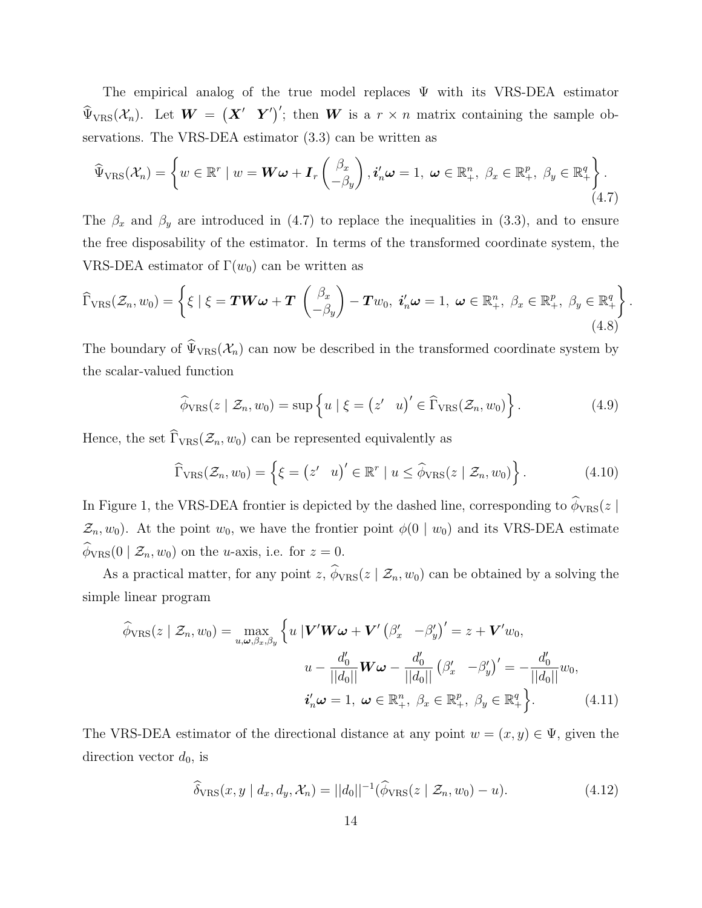The empirical analog of the true model replaces $\Psi$ with its VRS-DEA estimator $\widehat{\Psi}_{\text{VRS}}(\mathcal{X}_n)$. Let $\boldsymbol{W} = \begin{pmatrix}\boldsymbol{X}' & \boldsymbol{Y}'\end{pmatrix}'$; then $\boldsymbol{W}$ is a $r \times n$ matrix containing the sample observations. The VRS-DEA estimator (3.3) can be written as

$$\widehat{\Psi}_{\text{VRS}}(\mathcal{X}_n) = \left\{ w \in \mathbb{R}^r \mid w = \boldsymbol{W}\boldsymbol{\omega} + \boldsymbol{I}_r \begin{pmatrix} \beta_x \\ -\beta_y \end{pmatrix}, \boldsymbol{i}_n'\boldsymbol{\omega} = 1,\ \boldsymbol{\omega} \in \mathbb{R}_+^n,\ \beta_x \in \mathbb{R}_+^p,\ \beta_y \in \mathbb{R}_+^q \right\}. \tag{4.7}$$

The $\beta_x$ and $\beta_y$ are introduced in (4.7) to replace the inequalities in (3.3), and to ensure the free disposability of the estimator. In terms of the transformed coordinate system, the VRS-DEA estimator of $\Gamma(w_0)$ can be written as

$$\widehat{\Gamma}_{\text{VRS}}(\mathcal{Z}_n, w_0) = \left\{ \xi \mid \xi = \boldsymbol{T}\boldsymbol{W}\boldsymbol{\omega} + \boldsymbol{T} \begin{pmatrix} \beta_x \\ -\beta_y \end{pmatrix} - \boldsymbol{T}w_0,\ \boldsymbol{i}_n'\boldsymbol{\omega} = 1,\ \boldsymbol{\omega} \in \mathbb{R}_+^n,\ \beta_x \in \mathbb{R}_+^p,\ \beta_y \in \mathbb{R}_+^q \right\}. \tag{4.8}$$

The boundary of $\widehat{\Psi}_{\text{VRS}}(\mathcal{X}_n)$ can now be described in the transformed coordinate system by the scalar-valued function

$$\widehat{\phi}_{\text{VRS}}(z \mid \mathcal{Z}_n, w_0) = \sup\left\{ u \mid \xi = \begin{pmatrix} z' & u \end{pmatrix}' \in \widehat{\Gamma}_{\text{VRS}}(\mathcal{Z}_n, w_0) \right\}. \tag{4.9}$$

Hence, the set $\widehat{\Gamma}_{\text{VRS}}(\mathcal{Z}_n, w_0)$ can be represented equivalently as

$$\widehat{\Gamma}_{\text{VRS}}(\mathcal{Z}_n, w_0) = \left\{ \xi = \begin{pmatrix} z' & u \end{pmatrix}' \in \mathbb{R}^r \mid u \leq \widehat{\phi}_{\text{VRS}}(z \mid \mathcal{Z}_n, w_0) \right\}. \tag{4.10}$$

In Figure 1, the VRS-DEA frontier is depicted by the dashed line, corresponding to $\widehat{\phi}_{\text{VRS}}(z \mid \mathcal{Z}_n, w_0)$. At the point $w_0$, we have the frontier point $\phi(0 \mid w_0)$ and its VRS-DEA estimate $\widehat{\phi}_{\text{VRS}}(0 \mid \mathcal{Z}_n, w_0)$ on the $u$-axis, i.e. for $z = 0$.

As a practical matter, for any point $z$, $\widehat{\phi}_{\text{VRS}}(z \mid \mathcal{Z}_n, w_0)$ can be obtained by a solving the simple linear program

$$\begin{aligned}
\widehat{\phi}_{\text{VRS}}(z \mid \mathcal{Z}_n, w_0) = \max_{u, \boldsymbol{\omega}, \beta_x, \beta_y} \Big\{ u \mid & \boldsymbol{V}'\boldsymbol{W}\boldsymbol{\omega} + \boldsymbol{V}' \begin{pmatrix} \beta_x' & -\beta_y' \end{pmatrix}' = z + \boldsymbol{V}'w_0, \\
& u - \frac{d_0'}{||d_0||}\boldsymbol{W}\boldsymbol{\omega} - \frac{d_0'}{||d_0||}\begin{pmatrix} \beta_x' & -\beta_y' \end{pmatrix}' = -\frac{d_0'}{||d_0||}w_0, \\
& \boldsymbol{i}_n'\boldsymbol{\omega} = 1,\ \boldsymbol{\omega} \in \mathbb{R}_+^n,\ \beta_x \in \mathbb{R}_+^p,\ \beta_y \in \mathbb{R}_+^q \Big\}.
\end{aligned} \tag{4.11}$$

The VRS-DEA estimator of the directional distance at any point $w = (x, y) \in \Psi$, given the direction vector $d_0$, is

$$\widehat{\delta}_{\text{VRS}}(x, y \mid d_x, d_y, \mathcal{X}_n) = ||d_0||^{-1}(\widehat{\phi}_{\text{VRS}}(z \mid \mathcal{Z}_n, w_0) - u). \tag{4.12}$$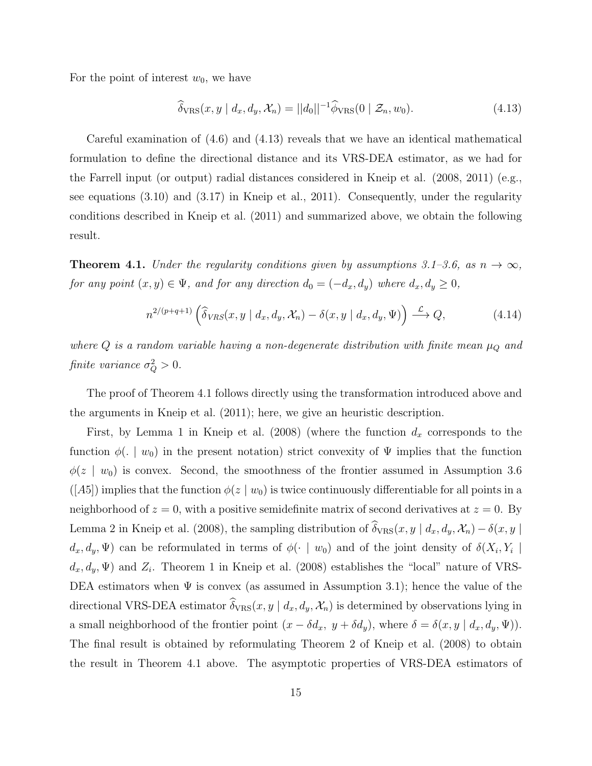For the point of interest $w_0$, we have

$$\widehat{\delta}_{\rm VRS}(x, y \mid d_x, d_y, \mathcal{X}_n) = ||d_0||^{-1}\widehat{\phi}_{\rm VRS}(0 \mid \mathcal{Z}_n, w_0). \tag{4.13}$$

Careful examination of (4.6) and (4.13) reveals that we have an identical mathematical formulation to define the directional distance and its VRS-DEA estimator, as we had for the Farrell input (or output) radial distances considered in Kneip et al. (2008, 2011) (e.g., see equations (3.10) and (3.17) in Kneip et al., 2011). Consequently, under the regularity conditions described in Kneip et al. (2011) and summarized above, we obtain the following result.

**Theorem 4.1.** *Under the regularity conditions given by assumptions 3.1–3.6, as $n \to \infty$, for any point $(x, y) \in \Psi$, and for any direction $d_0 = (-d_x, d_y)$ where $d_x, d_y \geq 0$,*

$$n^{2/(p+q+1)}\left(\widehat{\delta}_{VRS}(x, y \mid d_x, d_y, \mathcal{X}_n) - \delta(x, y \mid d_x, d_y, \Psi)\right) \xrightarrow{\mathcal{L}} Q, \tag{4.14}$$

*where $Q$ is a random variable having a non-degenerate distribution with finite mean $\mu_Q$ and finite variance $\sigma_Q^2 > 0$.*

The proof of Theorem 4.1 follows directly using the transformation introduced above and the arguments in Kneip et al. (2011); here, we give an heuristic description.

First, by Lemma 1 in Kneip et al. (2008) (where the function $d_x$ corresponds to the function $\phi(. \mid w_0)$ in the present notation) strict convexity of $\Psi$ implies that the function $\phi(z \mid w_0)$ is convex. Second, the smoothness of the frontier assumed in Assumption 3.6 ([A5]) implies that the function $\phi(z \mid w_0)$ is twice continuously differentiable for all points in a neighborhood of $z = 0$, with a positive semidefinite matrix of second derivatives at $z = 0$. By Lemma 2 in Kneip et al. (2008), the sampling distribution of $\widehat{\delta}_{\rm VRS}(x, y \mid d_x, d_y, \mathcal{X}_n) - \delta(x, y \mid d_x, d_y, \Psi)$ can be reformulated in terms of $\phi(\cdot \mid w_0)$ and of the joint density of $\delta(X_i, Y_i \mid d_x, d_y, \Psi)$ and $Z_i$. Theorem 1 in Kneip et al. (2008) establishes the "local" nature of VRS-DEA estimators when $\Psi$ is convex (as assumed in Assumption 3.1); hence the value of the directional VRS-DEA estimator $\widehat{\delta}_{\rm VRS}(x, y \mid d_x, d_y, \mathcal{X}_n)$ is determined by observations lying in a small neighborhood of the frontier point $(x - \delta d_x,\ y + \delta d_y)$, where $\delta = \delta(x, y \mid d_x, d_y, \Psi)$). The final result is obtained by reformulating Theorem 2 of Kneip et al. (2008) to obtain the result in Theorem 4.1 above. The asymptotic properties of VRS-DEA estimators of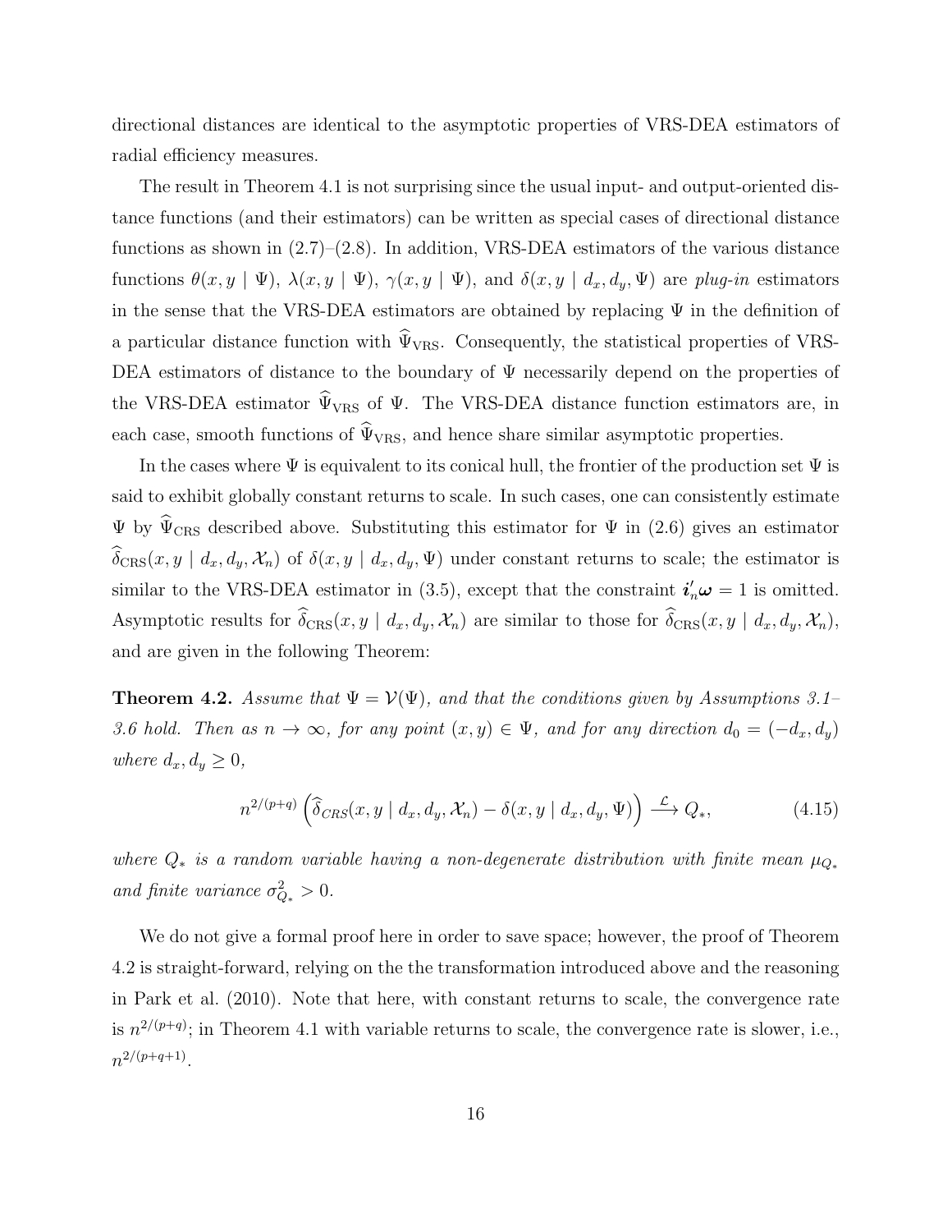directional distances are identical to the asymptotic properties of VRS-DEA estimators of radial efficiency measures.

The result in Theorem 4.1 is not surprising since the usual input- and output-oriented distance functions (and their estimators) can be written as special cases of directional distance functions as shown in (2.7)–(2.8). In addition, VRS-DEA estimators of the various distance functions $\theta(x, y \mid \Psi)$, $\lambda(x, y \mid \Psi)$, $\gamma(x, y \mid \Psi)$, and $\delta(x, y \mid d_x, d_y, \Psi)$ are *plug-in* estimators in the sense that the VRS-DEA estimators are obtained by replacing $\Psi$ in the definition of a particular distance function with $\widehat{\Psi}_{\text{VRS}}$. Consequently, the statistical properties of VRS-DEA estimators of distance to the boundary of $\Psi$ necessarily depend on the properties of the VRS-DEA estimator $\widehat{\Psi}_{\text{VRS}}$ of $\Psi$. The VRS-DEA distance function estimators are, in each case, smooth functions of $\widehat{\Psi}_{\text{VRS}}$, and hence share similar asymptotic properties.

In the cases where $\Psi$ is equivalent to its conical hull, the frontier of the production set $\Psi$ is said to exhibit globally constant returns to scale. In such cases, one can consistently estimate $\Psi$ by $\widehat{\Psi}_{\text{CRS}}$ described above. Substituting this estimator for $\Psi$ in (2.6) gives an estimator $\widehat{\delta}_{\text{CRS}}(x, y \mid d_x, d_y, \mathcal{X}_n)$ of $\delta(x, y \mid d_x, d_y, \Psi)$ under constant returns to scale; the estimator is similar to the VRS-DEA estimator in (3.5), except that the constraint $\boldsymbol{i}_n'\boldsymbol{\omega} = 1$ is omitted. Asymptotic results for $\widehat{\delta}_{\text{CRS}}(x, y \mid d_x, d_y, \mathcal{X}_n)$ are similar to those for $\widehat{\delta}_{\text{CRS}}(x, y \mid d_x, d_y, \mathcal{X}_n)$, and are given in the following Theorem:

**Theorem 4.2.** *Assume that $\Psi = \mathcal{V}(\Psi)$, and that the conditions given by Assumptions 3.1–3.6 hold. Then as $n \to \infty$, for any point $(x, y) \in \Psi$, and for any direction $d_0 = (-d_x, d_y)$ where $d_x, d_y \geq 0$,*

$$n^{2/(p+q)} \left( \widehat{\delta}_{CRS}(x, y \mid d_x, d_y, \mathcal{X}_n) - \delta(x, y \mid d_x, d_y, \Psi) \right) \xrightarrow{\mathcal{L}} Q_*, \tag{4.15}$$

*where $Q_*$ is a random variable having a non-degenerate distribution with finite mean $\mu_{Q_*}$ and finite variance $\sigma^2_{Q_*} > 0$.*

We do not give a formal proof here in order to save space; however, the proof of Theorem 4.2 is straight-forward, relying on the the transformation introduced above and the reasoning in Park et al. (2010). Note that here, with constant returns to scale, the convergence rate is $n^{2/(p+q)}$; in Theorem 4.1 with variable returns to scale, the convergence rate is slower, i.e., $n^{2/(p+q+1)}$.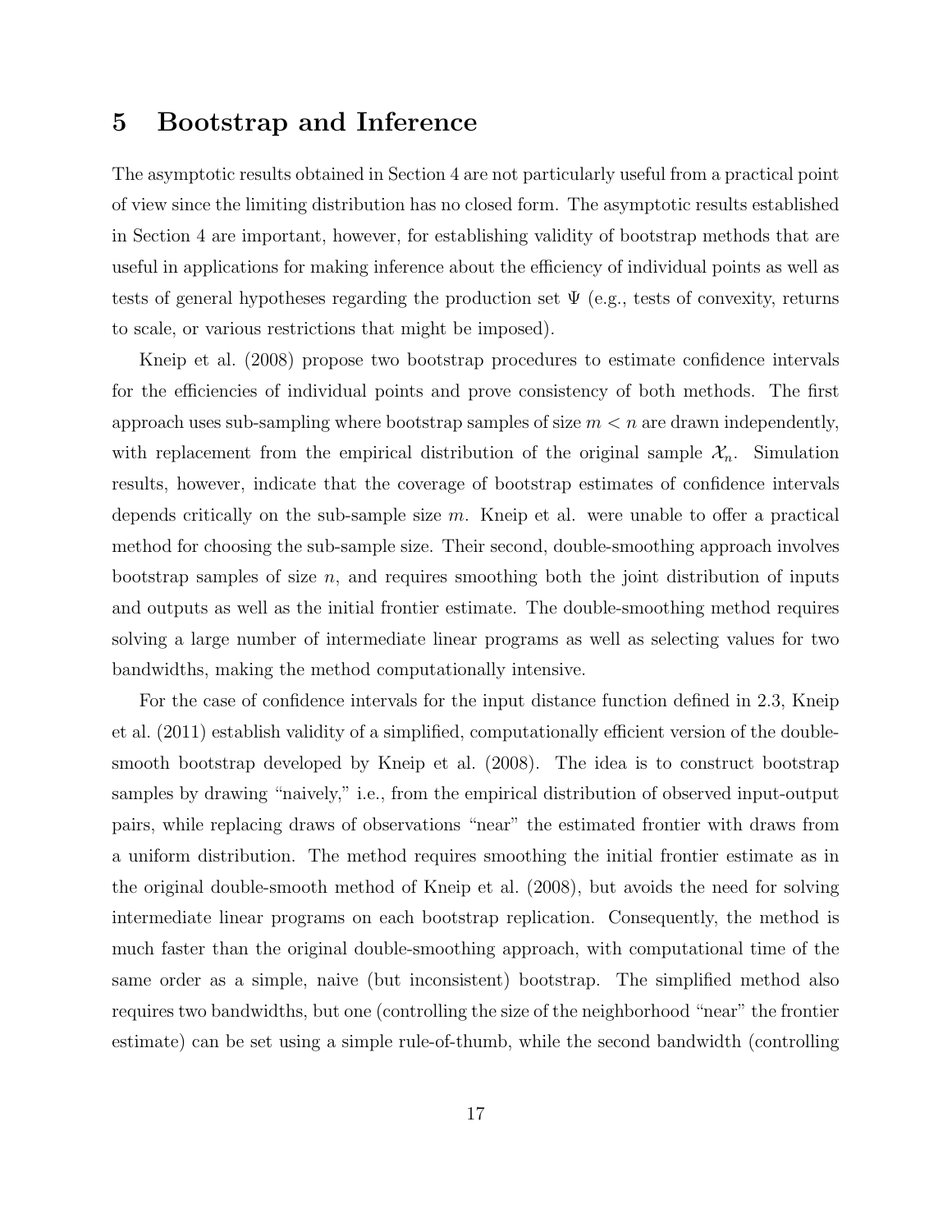## 5 Bootstrap and Inference

The asymptotic results obtained in Section 4 are not particularly useful from a practical point of view since the limiting distribution has no closed form. The asymptotic results established in Section 4 are important, however, for establishing validity of bootstrap methods that are useful in applications for making inference about the efficiency of individual points as well as tests of general hypotheses regarding the production set $\Psi$ (e.g., tests of convexity, returns to scale, or various restrictions that might be imposed).

Kneip et al. (2008) propose two bootstrap procedures to estimate confidence intervals for the efficiencies of individual points and prove consistency of both methods. The first approach uses sub-sampling where bootstrap samples of size $m < n$ are drawn independently, with replacement from the empirical distribution of the original sample $\mathcal{X}_n$. Simulation results, however, indicate that the coverage of bootstrap estimates of confidence intervals depends critically on the sub-sample size $m$. Kneip et al. were unable to offer a practical method for choosing the sub-sample size. Their second, double-smoothing approach involves bootstrap samples of size $n$, and requires smoothing both the joint distribution of inputs and outputs as well as the initial frontier estimate. The double-smoothing method requires solving a large number of intermediate linear programs as well as selecting values for two bandwidths, making the method computationally intensive.

For the case of confidence intervals for the input distance function defined in 2.3, Kneip et al. (2011) establish validity of a simplified, computationally efficient version of the double-smooth bootstrap developed by Kneip et al. (2008). The idea is to construct bootstrap samples by drawing "naively," i.e., from the empirical distribution of observed input-output pairs, while replacing draws of observations "near" the estimated frontier with draws from a uniform distribution. The method requires smoothing the initial frontier estimate as in the original double-smooth method of Kneip et al. (2008), but avoids the need for solving intermediate linear programs on each bootstrap replication. Consequently, the method is much faster than the original double-smoothing approach, with computational time of the same order as a simple, naive (but inconsistent) bootstrap. The simplified method also requires two bandwidths, but one (controlling the size of the neighborhood "near" the frontier estimate) can be set using a simple rule-of-thumb, while the second bandwidth (controlling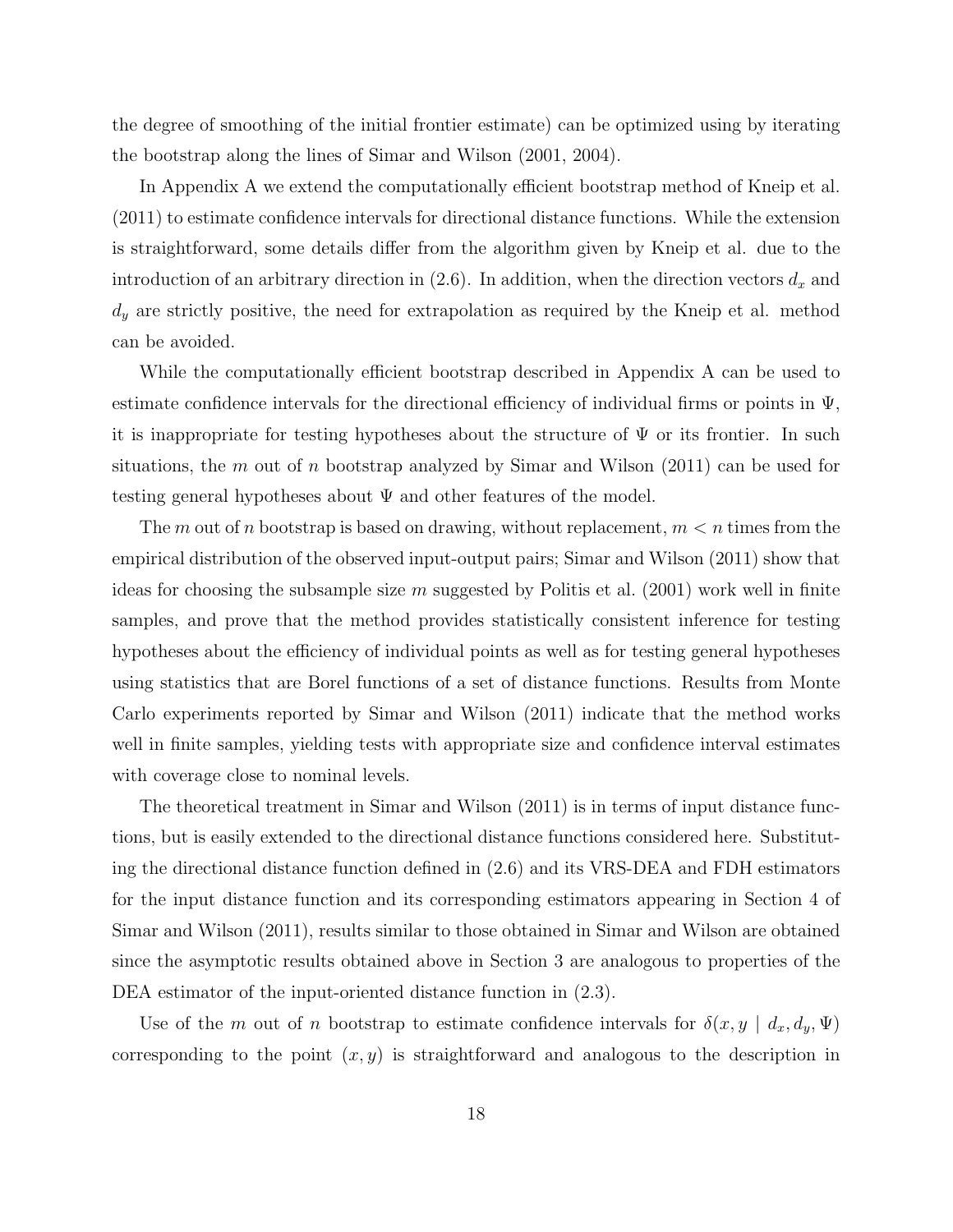the degree of smoothing of the initial frontier estimate) can be optimized using by iterating the bootstrap along the lines of Simar and Wilson (2001, 2004).

In Appendix A we extend the computationally efficient bootstrap method of Kneip et al. (2011) to estimate confidence intervals for directional distance functions. While the extension is straightforward, some details differ from the algorithm given by Kneip et al. due to the introduction of an arbitrary direction in (2.6). In addition, when the direction vectors $d_x$ and $d_y$ are strictly positive, the need for extrapolation as required by the Kneip et al. method can be avoided.

While the computationally efficient bootstrap described in Appendix A can be used to estimate confidence intervals for the directional efficiency of individual firms or points in $\Psi$, it is inappropriate for testing hypotheses about the structure of $\Psi$ or its frontier. In such situations, the $m$ out of $n$ bootstrap analyzed by Simar and Wilson (2011) can be used for testing general hypotheses about $\Psi$ and other features of the model.

The $m$ out of $n$ bootstrap is based on drawing, without replacement, $m < n$ times from the empirical distribution of the observed input-output pairs; Simar and Wilson (2011) show that ideas for choosing the subsample size $m$ suggested by Politis et al. (2001) work well in finite samples, and prove that the method provides statistically consistent inference for testing hypotheses about the efficiency of individual points as well as for testing general hypotheses using statistics that are Borel functions of a set of distance functions. Results from Monte Carlo experiments reported by Simar and Wilson (2011) indicate that the method works well in finite samples, yielding tests with appropriate size and confidence interval estimates with coverage close to nominal levels.

The theoretical treatment in Simar and Wilson (2011) is in terms of input distance functions, but is easily extended to the directional distance functions considered here. Substituting the directional distance function defined in (2.6) and its VRS-DEA and FDH estimators for the input distance function and its corresponding estimators appearing in Section 4 of Simar and Wilson (2011), results similar to those obtained in Simar and Wilson are obtained since the asymptotic results obtained above in Section 3 are analogous to properties of the DEA estimator of the input-oriented distance function in (2.3).

Use of the $m$ out of $n$ bootstrap to estimate confidence intervals for $\delta(x, y \mid d_x, d_y, \Psi)$ corresponding to the point $(x, y)$ is straightforward and analogous to the description in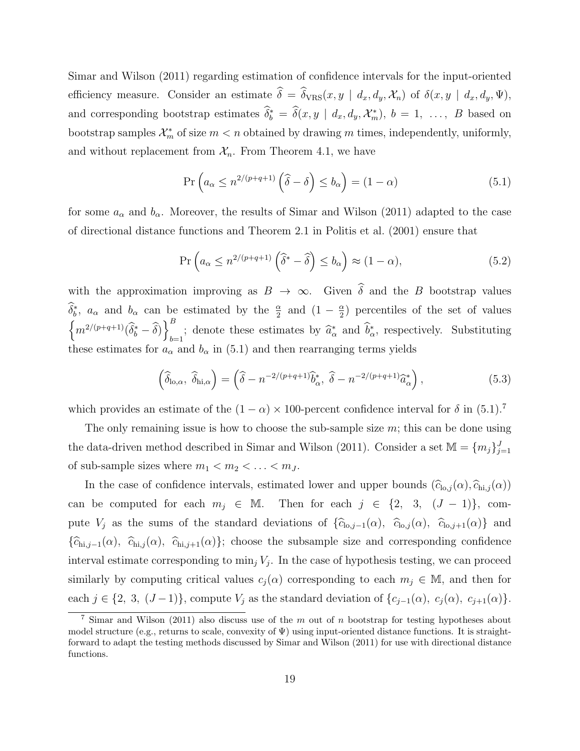Simar and Wilson (2011) regarding estimation of confidence intervals for the input-oriented efficiency measure. Consider an estimate $\widehat{\delta} = \widehat{\delta}_{\text{VRS}}(x, y \mid d_x, d_y, \mathcal{X}_n)$ of $\delta(x, y \mid d_x, d_y, \Psi)$, and corresponding bootstrap estimates $\widehat{\delta}^*_b = \widehat{\delta}(x, y \mid d_x, d_y, \mathcal{X}^*_m)$, $b = 1, \ldots, B$ based on bootstrap samples $\mathcal{X}^*_m$ of size $m < n$ obtained by drawing $m$ times, independently, uniformly, and without replacement from $\mathcal{X}_n$. From Theorem 4.1, we have

$$\Pr\left(a_\alpha \leq n^{2/(p+q+1)}\left(\widehat{\delta} - \delta\right) \leq b_\alpha\right) = (1 - \alpha) \tag{5.1}$$

for some $a_\alpha$ and $b_\alpha$. Moreover, the results of Simar and Wilson (2011) adapted to the case of directional distance functions and Theorem 2.1 in Politis et al. (2001) ensure that

$$\Pr\left(a_\alpha \leq n^{2/(p+q+1)}\left(\widehat{\delta}^* - \widehat{\delta}\right) \leq b_\alpha\right) \approx (1 - \alpha), \tag{5.2}$$

with the approximation improving as $B \to \infty$. Given $\widehat{\delta}$ and the $B$ bootstrap values $\widehat{\delta}^*_b$, $a_\alpha$ and $b_\alpha$ can be estimated by the $\frac{\alpha}{2}$ and $(1 - \frac{\alpha}{2})$ percentiles of the set of values $\left\{m^{2/(p+q+1)}(\widehat{\delta}^*_b - \widehat{\delta})\right\}_{b=1}^{B}$; denote these estimates by $\widehat{a}^*_\alpha$ and $\widehat{b}^*_\alpha$, respectively. Substituting these estimates for $a_\alpha$ and $b_\alpha$ in (5.1) and then rearranging terms yields

$$\left(\widehat{\delta}_{\text{lo},\alpha},\ \widehat{\delta}_{\text{hi},\alpha}\right) = \left(\widehat{\delta} - n^{-2/(p+q+1)}\widehat{b}^*_\alpha,\ \widehat{\delta} - n^{-2/(p+q+1)}\widehat{a}^*_\alpha\right), \tag{5.3}$$

which provides an estimate of the $(1 - \alpha) \times 100$-percent confidence interval for $\delta$ in (5.1).[7]

The only remaining issue is how to choose the sub-sample size $m$; this can be done using the data-driven method described in Simar and Wilson (2011). Consider a set $\mathbb{M} = \{m_j\}_{j=1}^{J}$ of sub-sample sizes where $m_1 < m_2 < \ldots < m_J$.

In the case of confidence intervals, estimated lower and upper bounds $(\widehat{c}_{\text{lo},j}(\alpha), \widehat{c}_{\text{hi},j}(\alpha))$ can be computed for each $m_j \in \mathbb{M}$. Then for each $j \in \{2,\ 3,\ (J-1)\}$, compute $V_j$ as the sums of the standard deviations of $\{\widehat{c}_{\text{lo},j-1}(\alpha),\ \widehat{c}_{\text{lo},j}(\alpha),\ \widehat{c}_{\text{lo},j+1}(\alpha)\}$ and $\{\widehat{c}_{\text{hi},j-1}(\alpha),\ \widehat{c}_{\text{hi},j}(\alpha),\ \widehat{c}_{\text{hi},j+1}(\alpha)\}$; choose the subsample size and corresponding confidence interval estimate corresponding to $\min_j V_j$. In the case of hypothesis testing, we can proceed similarly by computing critical values $c_j(\alpha)$ corresponding to each $m_j \in \mathbb{M}$, and then for each $j \in \{2,\ 3,\ (J-1)\}$, compute $V_j$ as the standard deviation of $\{c_{j-1}(\alpha),\ c_j(\alpha),\ c_{j+1}(\alpha)\}$.

[7] Simar and Wilson (2011) also discuss use of the $m$ out of $n$ bootstrap for testing hypotheses about model structure (e.g., returns to scale, convexity of $\Psi$) using input-oriented distance functions. It is straightforward to adapt the testing methods discussed by Simar and Wilson (2011) for use with directional distance functions.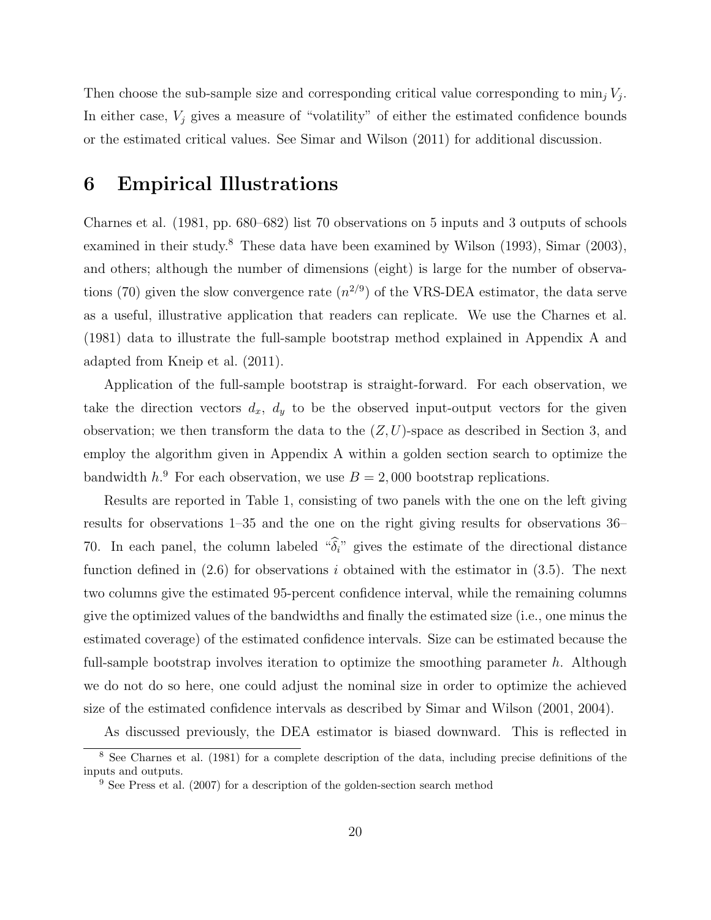Then choose the sub-sample size and corresponding critical value corresponding to $\min_j V_j$. In either case, $V_j$ gives a measure of "volatility" of either the estimated confidence bounds or the estimated critical values. See Simar and Wilson (2011) for additional discussion.

# 6 Empirical Illustrations

Charnes et al. (1981, pp. 680–682) list 70 observations on 5 inputs and 3 outputs of schools examined in their study.[8] These data have been examined by Wilson (1993), Simar (2003), and others; although the number of dimensions (eight) is large for the number of observations (70) given the slow convergence rate ($n^{2/9}$) of the VRS-DEA estimator, the data serve as a useful, illustrative application that readers can replicate. We use the Charnes et al. (1981) data to illustrate the full-sample bootstrap method explained in Appendix A and adapted from Kneip et al. (2011).

Application of the full-sample bootstrap is straight-forward. For each observation, we take the direction vectors $d_x$, $d_y$ to be the observed input-output vectors for the given observation; we then transform the data to the $(Z, U)$-space as described in Section 3, and employ the algorithm given in Appendix A within a golden section search to optimize the bandwidth $h$.[9] For each observation, we use $B = 2,000$ bootstrap replications.

Results are reported in Table 1, consisting of two panels with the one on the left giving results for observations 1–35 and the one on the right giving results for observations 36–70. In each panel, the column labeled "$\widehat{\delta}_i$" gives the estimate of the directional distance function defined in (2.6) for observations $i$ obtained with the estimator in (3.5). The next two columns give the estimated 95-percent confidence interval, while the remaining columns give the optimized values of the bandwidths and finally the estimated size (i.e., one minus the estimated coverage) of the estimated confidence intervals. Size can be estimated because the full-sample bootstrap involves iteration to optimize the smoothing parameter $h$. Although we do not do so here, one could adjust the nominal size in order to optimize the achieved size of the estimated confidence intervals as described by Simar and Wilson (2001, 2004).

As discussed previously, the DEA estimator is biased downward. This is reflected in

[8] See Charnes et al. (1981) for a complete description of the data, including precise definitions of the inputs and outputs.

[9] See Press et al. (2007) for a description of the golden-section search method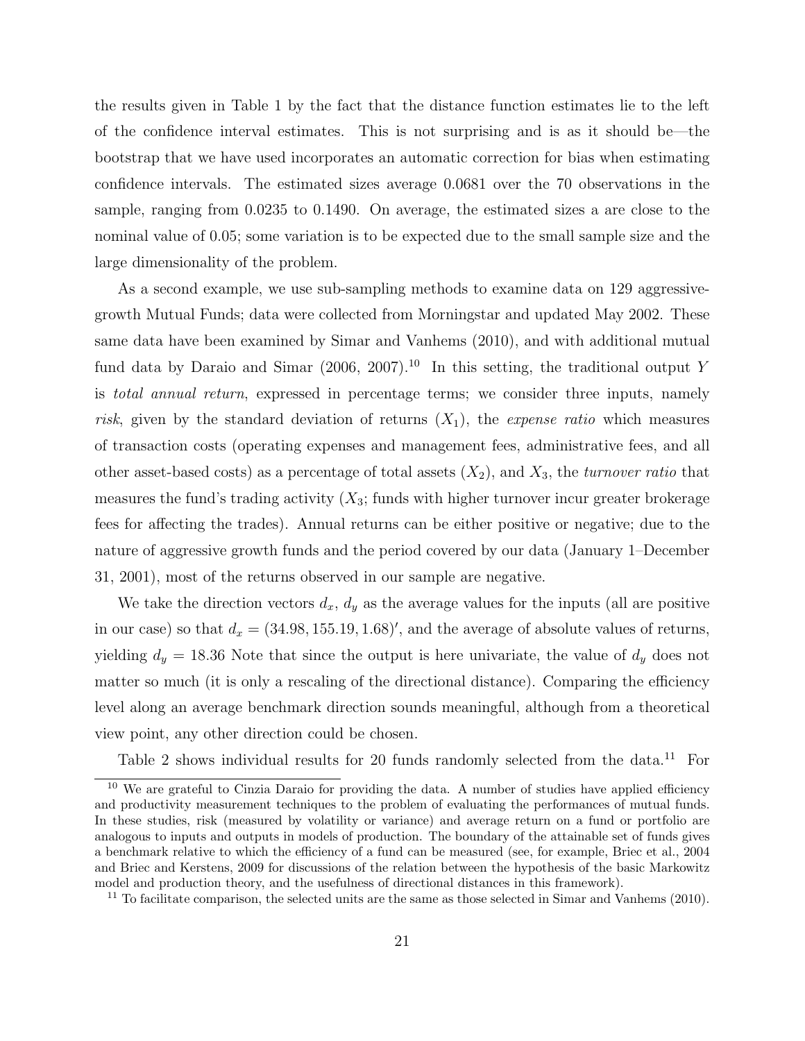the results given in Table 1 by the fact that the distance function estimates lie to the left of the confidence interval estimates. This is not surprising and is as it should be—the bootstrap that we have used incorporates an automatic correction for bias when estimating confidence intervals. The estimated sizes average 0.0681 over the 70 observations in the sample, ranging from 0.0235 to 0.1490. On average, the estimated sizes a are close to the nominal value of 0.05; some variation is to be expected due to the small sample size and the large dimensionality of the problem.

As a second example, we use sub-sampling methods to examine data on 129 aggressive-growth Mutual Funds; data were collected from Morningstar and updated May 2002. These same data have been examined by Simar and Vanhems (2010), and with additional mutual fund data by Daraio and Simar (2006, 2007).[10] In this setting, the traditional output $Y$ is *total annual return*, expressed in percentage terms; we consider three inputs, namely *risk*, given by the standard deviation of returns ($X_1$), the *expense ratio* which measures of transaction costs (operating expenses and management fees, administrative fees, and all other asset-based costs) as a percentage of total assets ($X_2$), and $X_3$, the *turnover ratio* that measures the fund's trading activity ($X_3$; funds with higher turnover incur greater brokerage fees for affecting the trades). Annual returns can be either positive or negative; due to the nature of aggressive growth funds and the period covered by our data (January 1–December 31, 2001), most of the returns observed in our sample are negative.

We take the direction vectors $d_x$, $d_y$ as the average values for the inputs (all are positive in our case) so that $d_x = (34.98, 155.19, 1.68)'$, and the average of absolute values of returns, yielding $d_y = 18.36$ Note that since the output is here univariate, the value of $d_y$ does not matter so much (it is only a rescaling of the directional distance). Comparing the efficiency level along an average benchmark direction sounds meaningful, although from a theoretical view point, any other direction could be chosen.

Table 2 shows individual results for 20 funds randomly selected from the data.[11] For

[10] We are grateful to Cinzia Daraio for providing the data. A number of studies have applied efficiency and productivity measurement techniques to the problem of evaluating the performances of mutual funds. In these studies, risk (measured by volatility or variance) and average return on a fund or portfolio are analogous to inputs and outputs in models of production. The boundary of the attainable set of funds gives a benchmark relative to which the efficiency of a fund can be measured (see, for example, Briec et al., 2004 and Briec and Kerstens, 2009 for discussions of the relation between the hypothesis of the basic Markowitz model and production theory, and the usefulness of directional distances in this framework).

[11] To facilitate comparison, the selected units are the same as those selected in Simar and Vanhems (2010).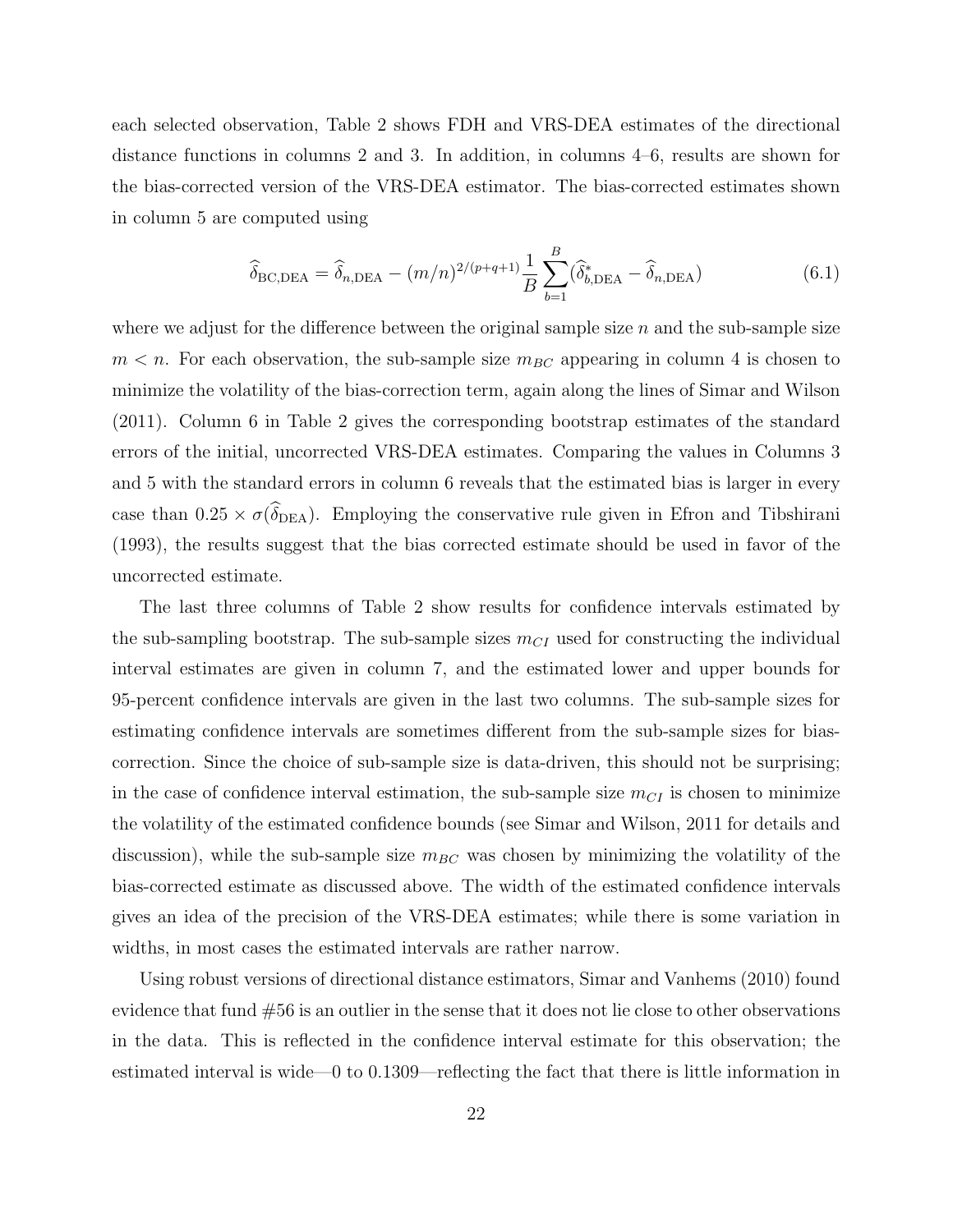each selected observation, Table 2 shows FDH and VRS-DEA estimates of the directional distance functions in columns 2 and 3. In addition, in columns 4–6, results are shown for the bias-corrected version of the VRS-DEA estimator. The bias-corrected estimates shown in column 5 are computed using

$$\widehat{\widehat{\delta}}_{\text{BC,DEA}} = \widehat{\delta}_{n,\text{DEA}} - (m/n)^{2/(p+q+1)} \frac{1}{B} \sum_{b=1}^{B} (\widehat{\delta}^{*}_{b,\text{DEA}} - \widehat{\delta}_{n,\text{DEA}}) \tag{6.1}$$

where we adjust for the difference between the original sample size $n$ and the sub-sample size $m < n$. For each observation, the sub-sample size $m_{BC}$ appearing in column 4 is chosen to minimize the volatility of the bias-correction term, again along the lines of Simar and Wilson (2011). Column 6 in Table 2 gives the corresponding bootstrap estimates of the standard errors of the initial, uncorrected VRS-DEA estimates. Comparing the values in Columns 3 and 5 with the standard errors in column 6 reveals that the estimated bias is larger in every case than $0.25 \times \sigma(\widehat{\delta}_{\text{DEA}})$. Employing the conservative rule given in Efron and Tibshirani (1993), the results suggest that the bias corrected estimate should be used in favor of the uncorrected estimate.

The last three columns of Table 2 show results for confidence intervals estimated by the sub-sampling bootstrap. The sub-sample sizes $m_{CI}$ used for constructing the individual interval estimates are given in column 7, and the estimated lower and upper bounds for 95-percent confidence intervals are given in the last two columns. The sub-sample sizes for estimating confidence intervals are sometimes different from the sub-sample sizes for bias-correction. Since the choice of sub-sample size is data-driven, this should not be surprising; in the case of confidence interval estimation, the sub-sample size $m_{CI}$ is chosen to minimize the volatility of the estimated confidence bounds (see Simar and Wilson, 2011 for details and discussion), while the sub-sample size $m_{BC}$ was chosen by minimizing the volatility of the bias-corrected estimate as discussed above. The width of the estimated confidence intervals gives an idea of the precision of the VRS-DEA estimates; while there is some variation in widths, in most cases the estimated intervals are rather narrow.

Using robust versions of directional distance estimators, Simar and Vanhems (2010) found evidence that fund #56 is an outlier in the sense that it does not lie close to other observations in the data. This is reflected in the confidence interval estimate for this observation; the estimated interval is wide—0 to 0.1309—reflecting the fact that there is little information in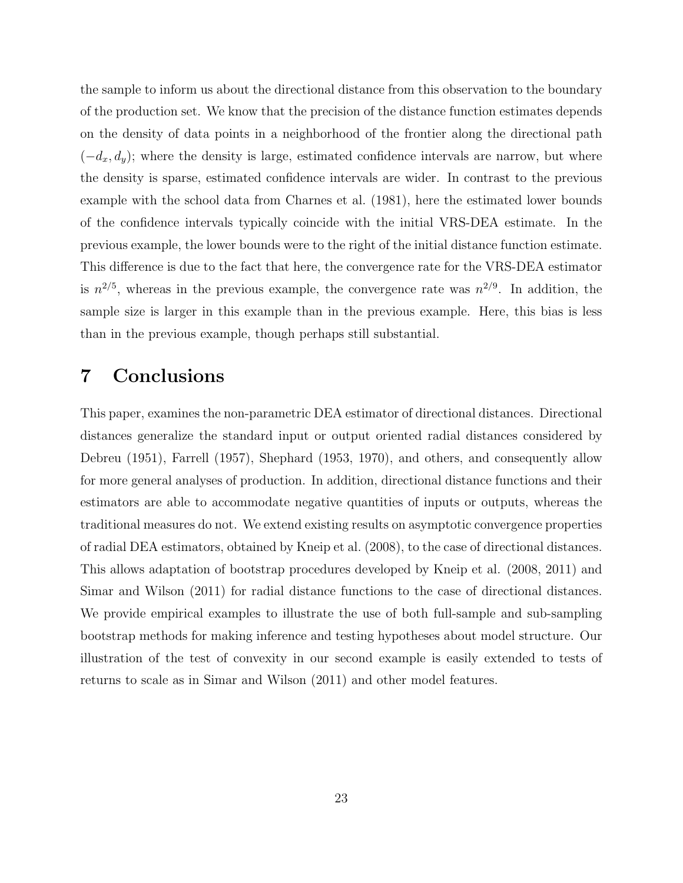the sample to inform us about the directional distance from this observation to the boundary of the production set. We know that the precision of the distance function estimates depends on the density of data points in a neighborhood of the frontier along the directional path $(-d_x, d_y)$; where the density is large, estimated confidence intervals are narrow, but where the density is sparse, estimated confidence intervals are wider. In contrast to the previous example with the school data from Charnes et al. (1981), here the estimated lower bounds of the confidence intervals typically coincide with the initial VRS-DEA estimate. In the previous example, the lower bounds were to the right of the initial distance function estimate. This difference is due to the fact that here, the convergence rate for the VRS-DEA estimator is $n^{2/5}$, whereas in the previous example, the convergence rate was $n^{2/9}$. In addition, the sample size is larger in this example than in the previous example. Here, this bias is less than in the previous example, though perhaps still substantial.

# 7 Conclusions

This paper, examines the non-parametric DEA estimator of directional distances. Directional distances generalize the standard input or output oriented radial distances considered by Debreu (1951), Farrell (1957), Shephard (1953, 1970), and others, and consequently allow for more general analyses of production. In addition, directional distance functions and their estimators are able to accommodate negative quantities of inputs or outputs, whereas the traditional measures do not. We extend existing results on asymptotic convergence properties of radial DEA estimators, obtained by Kneip et al. (2008), to the case of directional distances. This allows adaptation of bootstrap procedures developed by Kneip et al. (2008, 2011) and Simar and Wilson (2011) for radial distance functions to the case of directional distances. We provide empirical examples to illustrate the use of both full-sample and sub-sampling bootstrap methods for making inference and testing hypotheses about model structure. Our illustration of the test of convexity in our second example is easily extended to tests of returns to scale as in Simar and Wilson (2011) and other model features.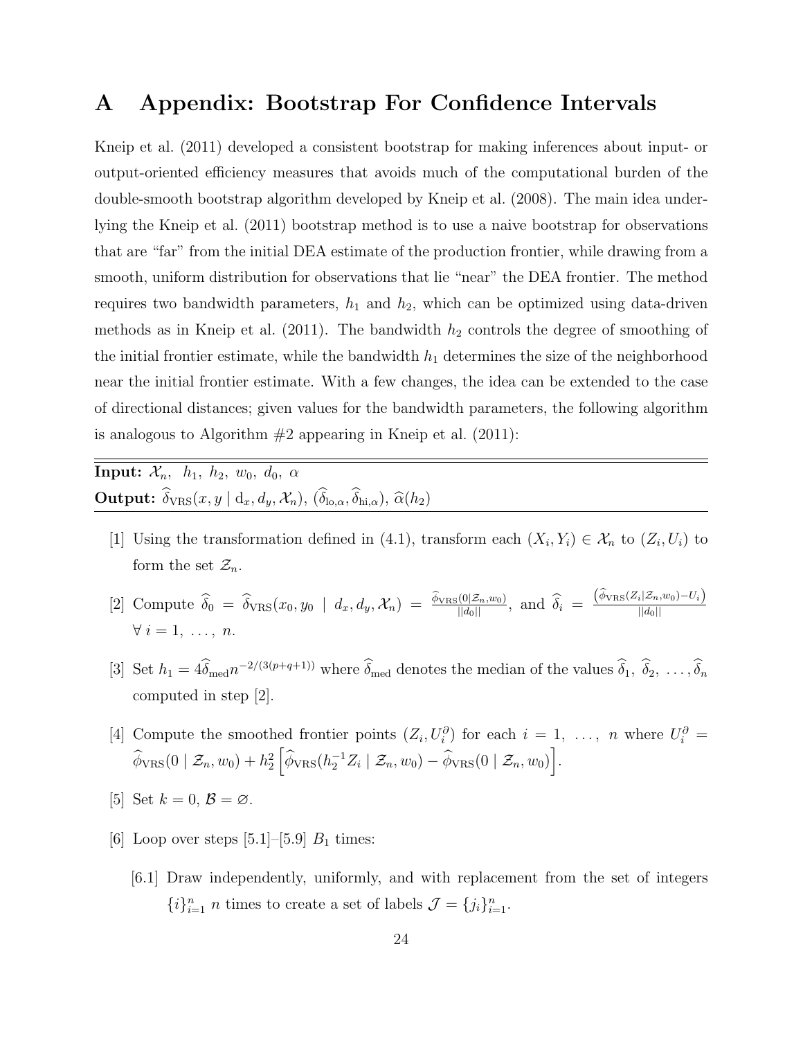# A Appendix: Bootstrap For Confidence Intervals

Kneip et al. (2011) developed a consistent bootstrap for making inferences about input- or output-oriented efficiency measures that avoids much of the computational burden of the double-smooth bootstrap algorithm developed by Kneip et al. (2008). The main idea underlying the Kneip et al. (2011) bootstrap method is to use a naive bootstrap for observations that are "far" from the initial DEA estimate of the production frontier, while drawing from a smooth, uniform distribution for observations that lie "near" the DEA frontier. The method requires two bandwidth parameters, $h_1$ and $h_2$, which can be optimized using data-driven methods as in Kneip et al. (2011). The bandwidth $h_2$ controls the degree of smoothing of the initial frontier estimate, while the bandwidth $h_1$ determines the size of the neighborhood near the initial frontier estimate. With a few changes, the idea can be extended to the case of directional distances; given values for the bandwidth parameters, the following algorithm is analogous to Algorithm #2 appearing in Kneip et al. (2011):

---

**Input:** $\mathcal{X}_n,\ \ h_1,\ h_2,\ w_0,\ d_0,\ \alpha$

**Output:** $\widehat{\delta}_{\mathrm{VRS}}(x, y \mid \mathrm{d}_x, d_y, \mathcal{X}_n)$, $(\widehat{\delta}_{\mathrm{lo},\alpha}, \widehat{\delta}_{\mathrm{hi},\alpha})$, $\widehat{\alpha}(h_2)$

---

[1] Using the transformation defined in (4.1), transform each $(X_i, Y_i) \in \mathcal{X}_n$ to $(Z_i, U_i)$ to form the set $\mathcal{Z}_n$.

[2] Compute $\widehat{\delta}_0 = \widehat{\delta}_{\mathrm{VRS}}(x_0, y_0 \mid d_x, d_y, \mathcal{X}_n) = \frac{\widehat{\phi}_{\mathrm{VRS}}(0 \mid \mathcal{Z}_n, w_0)}{||d_0||}$, and $\widehat{\delta}_i = \frac{\left(\widehat{\phi}_{\mathrm{VRS}}(Z_i \mid \mathcal{Z}_n, w_0) - U_i\right)}{||d_0||}$ $\forall\ i = 1,\ \ldots,\ n$.

[3] Set $h_1 = 4\widehat{\delta}_{\mathrm{med}} n^{-2/(3(p+q+1))}$ where $\widehat{\delta}_{\mathrm{med}}$ denotes the median of the values $\widehat{\delta}_1,\ \widehat{\delta}_2,\ \ldots, \widehat{\delta}_n$ computed in step [2].

[4] Compute the smoothed frontier points $(Z_i, U_i^\partial)$ for each $i = 1,\ \ldots,\ n$ where $U_i^\partial = \widehat{\phi}_{\mathrm{VRS}}(0 \mid \mathcal{Z}_n, w_0) + h_2^2 \left[\widehat{\phi}_{\mathrm{VRS}}(h_2^{-1} Z_i \mid \mathcal{Z}_n, w_0) - \widehat{\phi}_{\mathrm{VRS}}(0 \mid \mathcal{Z}_n, w_0)\right]$.

[5] Set $k = 0$, $\mathcal{B} = \varnothing$.

[6] Loop over steps [5.1]–[5.9] $B_1$ times:

[6.1] Draw independently, uniformly, and with replacement from the set of integers $\{i\}_{i=1}^n$ $n$ times to create a set of labels $\mathcal{J} = \{j_i\}_{i=1}^n$.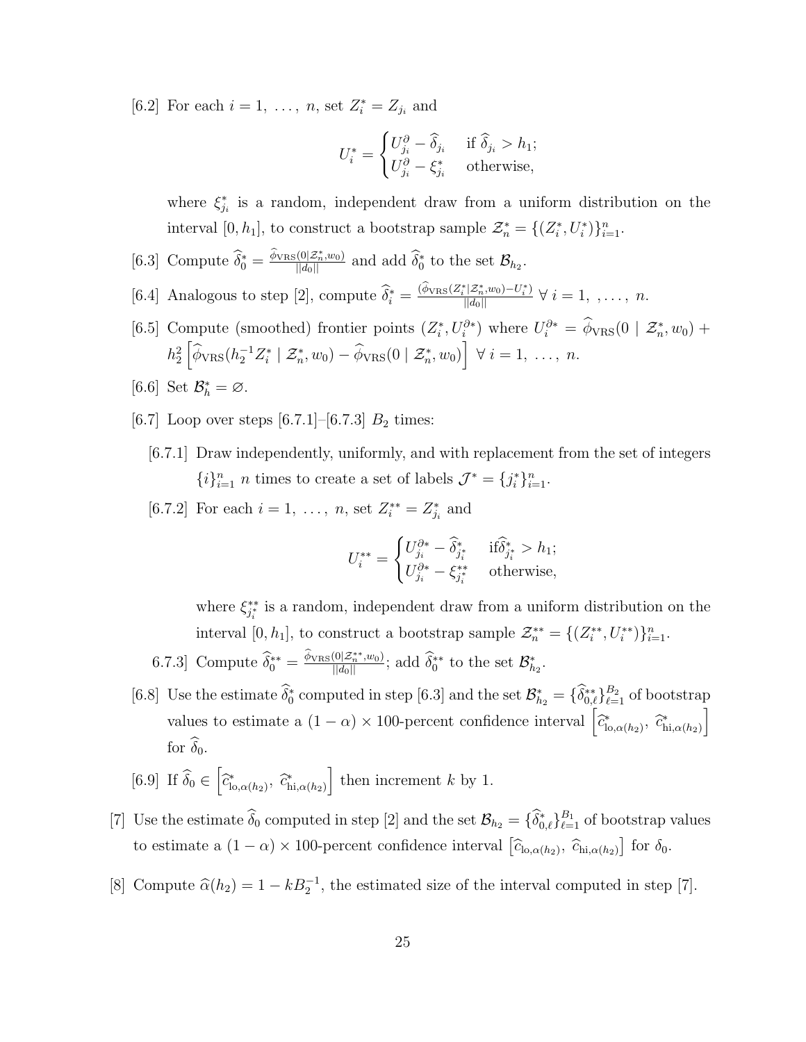[6.2] For each $i = 1, \ldots, n$, set $Z_i^* = Z_{j_i}$ and

$$U_i^* = \begin{cases} U_{j_i}^{\partial} - \widehat{\delta}_{j_i} & \text{if } \widehat{\delta}_{j_i} > h_1; \\ U_{j_i}^{\partial} - \xi_{j_i}^* & \text{otherwise,} \end{cases}$$

where $\xi_{j_i}^*$ is a random, independent draw from a uniform distribution on the interval $[0, h_1]$, to construct a bootstrap sample $\mathcal{Z}_n^* = \{(Z_i^*, U_i^*)\}_{i=1}^n$.

[6.3] Compute $\widehat{\delta}_0^* = \frac{\widehat{\phi}_{\mathrm{VRS}}(0|\mathcal{Z}_n^*, w_0)}{||d_0||}$ and add $\widehat{\delta}_0^*$ to the set $\mathcal{B}_{h_2}$.

[6.4] Analogous to step [2], compute $\widehat{\delta}_i^* = \frac{(\widehat{\phi}_{\mathrm{VRS}}(Z_i^*|\mathcal{Z}_n^*, w_0) - U_i^*)}{||d_0||}$ $\forall\, i = 1, \ldots, n$.

[6.5] Compute (smoothed) frontier points $(Z_i^*, U_i^{\partial *})$ where $U_i^{\partial *} = \widehat{\phi}_{\mathrm{VRS}}(0 \mid \mathcal{Z}_n^*, w_0) + h_2^2 \left[\widehat{\phi}_{\mathrm{VRS}}(h_2^{-1} Z_i^* \mid \mathcal{Z}_n^*, w_0) - \widehat{\phi}_{\mathrm{VRS}}(0 \mid \mathcal{Z}_n^*, w_0)\right]$ $\forall\, i = 1, \ldots, n$.

[6.6] Set $\mathcal{B}_h^* = \varnothing$.

[6.7] Loop over steps [6.7.1]–[6.7.3] $B_2$ times:

[6.7.1] Draw independently, uniformly, and with replacement from the set of integers $\{i\}_{i=1}^n$ $n$ times to create a set of labels $\mathcal{J}^* = \{j_i^*\}_{i=1}^n$.

[6.7.2] For each $i = 1, \ldots, n$, set $Z_i^{**} = Z_{j_i}^*$ and

$$U_i^{**} = \begin{cases} U_{j_i}^{\partial *} - \widehat{\delta}_{j_i^*}^* & \text{if} \widehat{\delta}_{j_i^*}^* > h_1; \\ U_{j_i}^{\partial *} - \xi_{j_i^*}^{**} & \text{otherwise,} \end{cases}$$

where $\xi_{j_i^*}^{**}$ is a random, independent draw from a uniform distribution on the interval $[0, h_1]$, to construct a bootstrap sample $\mathcal{Z}_n^{**} = \{(Z_i^{**}, U_i^{**})\}_{i=1}^n$.

6.7.3] Compute $\widehat{\delta}_0^{**} = \frac{\widehat{\phi}_{\mathrm{VRS}}(0|\mathcal{Z}_n^{**}, w_0)}{||d_0||}$; add $\widehat{\delta}_0^{**}$ to the set $\mathcal{B}_{h_2}^*$.

[6.8] Use the estimate $\widehat{\delta}_0^*$ computed in step [6.3] and the set $\mathcal{B}_{h_2}^* = \{\widehat{\delta}_{0,\ell}^{**}\}_{\ell=1}^{B_2}$ of bootstrap values to estimate a $(1-\alpha) \times 100$-percent confidence interval $\left[\widehat{c}^*_{\mathrm{lo},\alpha(h_2)},\ \widehat{c}^*_{\mathrm{hi},\alpha(h_2)}\right]$ for $\widehat{\delta}_0$.

[6.9] If $\widehat{\delta}_0 \in \left[\widehat{c}^*_{\mathrm{lo},\alpha(h_2)},\ \widehat{c}^*_{\mathrm{hi},\alpha(h_2)}\right]$ then increment $k$ by 1.

[7] Use the estimate $\widehat{\delta}_0$ computed in step [2] and the set $\mathcal{B}_{h_2} = \{\widehat{\delta}_{0,\ell}^*\}_{\ell=1}^{B_1}$ of bootstrap values to estimate a $(1-\alpha) \times 100$-percent confidence interval $\left[\widehat{c}_{\mathrm{lo},\alpha(h_2)},\ \widehat{c}_{\mathrm{hi},\alpha(h_2)}\right]$ for $\delta_0$.

[8] Compute $\widehat{\alpha}(h_2) = 1 - kB_2^{-1}$, the estimated size of the interval computed in step [7].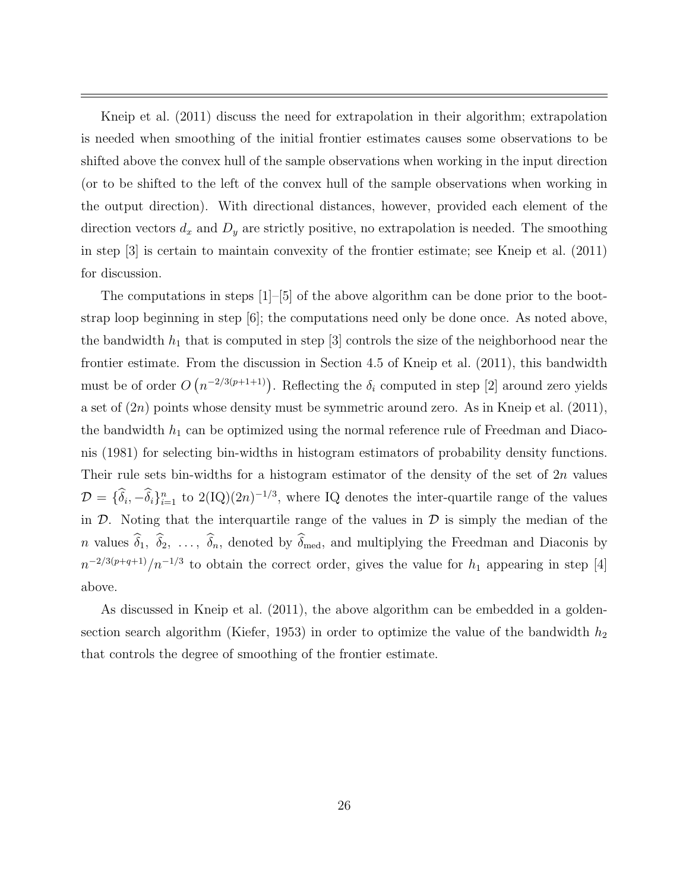Kneip et al. (2011) discuss the need for extrapolation in their algorithm; extrapolation is needed when smoothing of the initial frontier estimates causes some observations to be shifted above the convex hull of the sample observations when working in the input direction (or to be shifted to the left of the convex hull of the sample observations when working in the output direction). With directional distances, however, provided each element of the direction vectors $d_x$ and $D_y$ are strictly positive, no extrapolation is needed. The smoothing in step [3] is certain to maintain convexity of the frontier estimate; see Kneip et al. (2011) for discussion.

The computations in steps [1]–[5] of the above algorithm can be done prior to the bootstrap loop beginning in step [6]; the computations need only be done once. As noted above, the bandwidth $h_1$ that is computed in step [3] controls the size of the neighborhood near the frontier estimate. From the discussion in Section 4.5 of Kneip et al. (2011), this bandwidth must be of order $O\left(n^{-2/3(p+1+1)}\right)$. Reflecting the $\delta_i$ computed in step [2] around zero yields a set of $(2n)$ points whose density must be symmetric around zero. As in Kneip et al. (2011), the bandwidth $h_1$ can be optimized using the normal reference rule of Freedman and Diaconis (1981) for selecting bin-widths in histogram estimators of probability density functions. Their rule sets bin-widths for a histogram estimator of the density of the set of $2n$ values $\mathcal{D} = \{\widehat{\delta}_i, -\widehat{\delta}_i\}_{i=1}^{n}$ to $2(\text{IQ})(2n)^{-1/3}$, where IQ denotes the inter-quartile range of the values in $\mathcal{D}$. Noting that the interquartile range of the values in $\mathcal{D}$ is simply the median of the $n$ values $\widehat{\delta}_1, \widehat{\delta}_2, \ldots, \widehat{\delta}_n$, denoted by $\widehat{\delta}_{\text{med}}$, and multiplying the Freedman and Diaconis by $n^{-2/3(p+q+1)}/n^{-1/3}$ to obtain the correct order, gives the value for $h_1$ appearing in step [4] above.

As discussed in Kneip et al. (2011), the above algorithm can be embedded in a golden-section search algorithm (Kiefer, 1953) in order to optimize the value of the bandwidth $h_2$ that controls the degree of smoothing of the frontier estimate.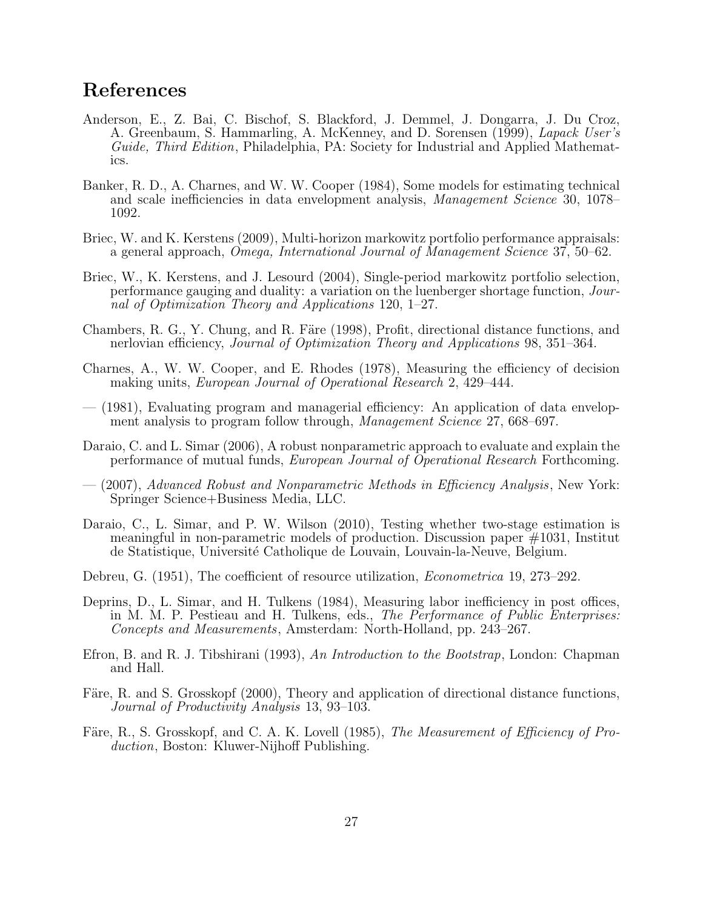## References

Anderson, E., Z. Bai, C. Bischof, S. Blackford, J. Demmel, J. Dongarra, J. Du Croz, A. Greenbaum, S. Hammarling, A. McKenney, and D. Sorensen (1999), *Lapack User's Guide, Third Edition*, Philadelphia, PA: Society for Industrial and Applied Mathematics.

Banker, R. D., A. Charnes, and W. W. Cooper (1984), Some models for estimating technical and scale inefficiencies in data envelopment analysis, *Management Science* 30, 1078–1092.

Briec, W. and K. Kerstens (2009), Multi-horizon markowitz portfolio performance appraisals: a general approach, *Omega, International Journal of Management Science* 37, 50–62.

Briec, W., K. Kerstens, and J. Lesourd (2004), Single-period markowitz portfolio selection, performance gauging and duality: a variation on the luenberger shortage function, *Journal of Optimization Theory and Applications* 120, 1–27.

Chambers, R. G., Y. Chung, and R. Färe (1998), Profit, directional distance functions, and nerlovian efficiency, *Journal of Optimization Theory and Applications* 98, 351–364.

Charnes, A., W. W. Cooper, and E. Rhodes (1978), Measuring the efficiency of decision making units, *European Journal of Operational Research* 2, 429–444.

— (1981), Evaluating program and managerial efficiency: An application of data envelopment analysis to program follow through, *Management Science* 27, 668–697.

Daraio, C. and L. Simar (2006), A robust nonparametric approach to evaluate and explain the performance of mutual funds, *European Journal of Operational Research* Forthcoming.

— (2007), *Advanced Robust and Nonparametric Methods in Efficiency Analysis*, New York: Springer Science+Business Media, LLC.

Daraio, C., L. Simar, and P. W. Wilson (2010), Testing whether two-stage estimation is meaningful in non-parametric models of production. Discussion paper #1031, Institut de Statistique, Université Catholique de Louvain, Louvain-la-Neuve, Belgium.

Debreu, G. (1951), The coefficient of resource utilization, *Econometrica* 19, 273–292.

Deprins, D., L. Simar, and H. Tulkens (1984), Measuring labor inefficiency in post offices, in M. M. P. Pestieau and H. Tulkens, eds., *The Performance of Public Enterprises: Concepts and Measurements*, Amsterdam: North-Holland, pp. 243–267.

Efron, B. and R. J. Tibshirani (1993), *An Introduction to the Bootstrap*, London: Chapman and Hall.

Färe, R. and S. Grosskopf (2000), Theory and application of directional distance functions, *Journal of Productivity Analysis* 13, 93–103.

Färe, R., S. Grosskopf, and C. A. K. Lovell (1985), *The Measurement of Efficiency of Production*, Boston: Kluwer-Nijhoff Publishing.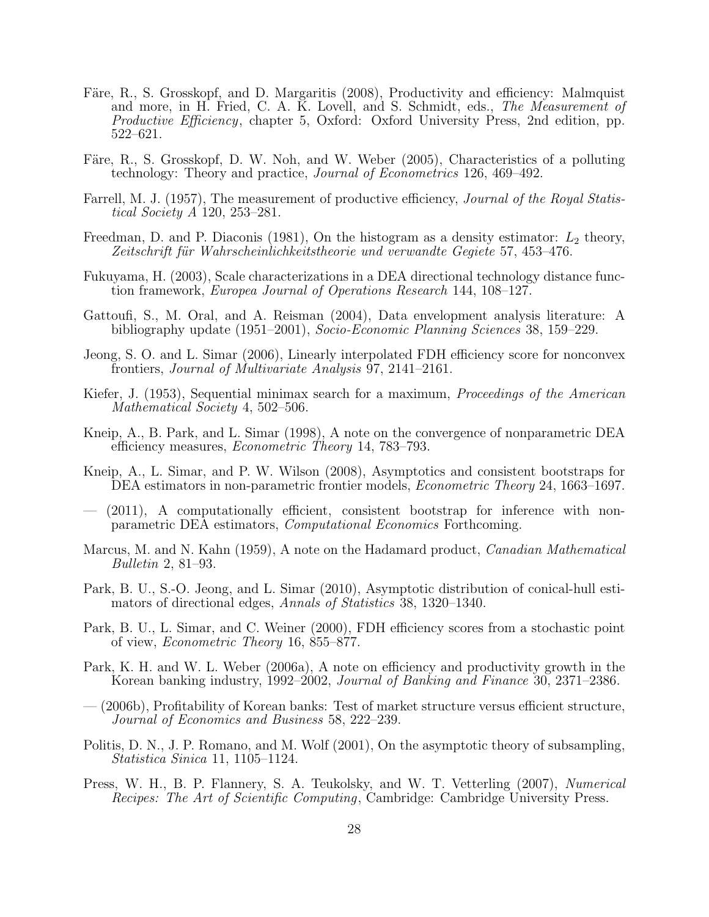Färe, R., S. Grosskopf, and D. Margaritis (2008), Productivity and efficiency: Malmquist and more, in H. Fried, C. A. K. Lovell, and S. Schmidt, eds., *The Measurement of Productive Efficiency*, chapter 5, Oxford: Oxford University Press, 2nd edition, pp. 522–621.

Färe, R., S. Grosskopf, D. W. Noh, and W. Weber (2005), Characteristics of a polluting technology: Theory and practice, *Journal of Econometrics* 126, 469–492.

Farrell, M. J. (1957), The measurement of productive efficiency, *Journal of the Royal Statistical Society A* 120, 253–281.

Freedman, D. and P. Diaconis (1981), On the histogram as a density estimator: $L_2$ theory, *Zeitschrift für Wahrscheinlichkeitstheorie und verwandte Gegiete* 57, 453–476.

Fukuyama, H. (2003), Scale characterizations in a DEA directional technology distance function framework, *Europea Journal of Operations Research* 144, 108–127.

Gattoufi, S., M. Oral, and A. Reisman (2004), Data envelopment analysis literature: A bibliography update (1951–2001), *Socio-Economic Planning Sciences* 38, 159–229.

Jeong, S. O. and L. Simar (2006), Linearly interpolated FDH efficiency score for nonconvex frontiers, *Journal of Multivariate Analysis* 97, 2141–2161.

Kiefer, J. (1953), Sequential minimax search for a maximum, *Proceedings of the American Mathematical Society* 4, 502–506.

Kneip, A., B. Park, and L. Simar (1998), A note on the convergence of nonparametric DEA efficiency measures, *Econometric Theory* 14, 783–793.

Kneip, A., L. Simar, and P. W. Wilson (2008), Asymptotics and consistent bootstraps for DEA estimators in non-parametric frontier models, *Econometric Theory* 24, 1663–1697.

— (2011), A computationally efficient, consistent bootstrap for inference with non-parametric DEA estimators, *Computational Economics* Forthcoming.

Marcus, M. and N. Kahn (1959), A note on the Hadamard product, *Canadian Mathematical Bulletin* 2, 81–93.

Park, B. U., S.-O. Jeong, and L. Simar (2010), Asymptotic distribution of conical-hull estimators of directional edges, *Annals of Statistics* 38, 1320–1340.

Park, B. U., L. Simar, and C. Weiner (2000), FDH efficiency scores from a stochastic point of view, *Econometric Theory* 16, 855–877.

Park, K. H. and W. L. Weber (2006a), A note on efficiency and productivity growth in the Korean banking industry, 1992–2002, *Journal of Banking and Finance* 30, 2371–2386.

— (2006b), Profitability of Korean banks: Test of market structure versus efficient structure, *Journal of Economics and Business* 58, 222–239.

Politis, D. N., J. P. Romano, and M. Wolf (2001), On the asymptotic theory of subsampling, *Statistica Sinica* 11, 1105–1124.

Press, W. H., B. P. Flannery, S. A. Teukolsky, and W. T. Vetterling (2007), *Numerical Recipes: The Art of Scientific Computing*, Cambridge: Cambridge University Press.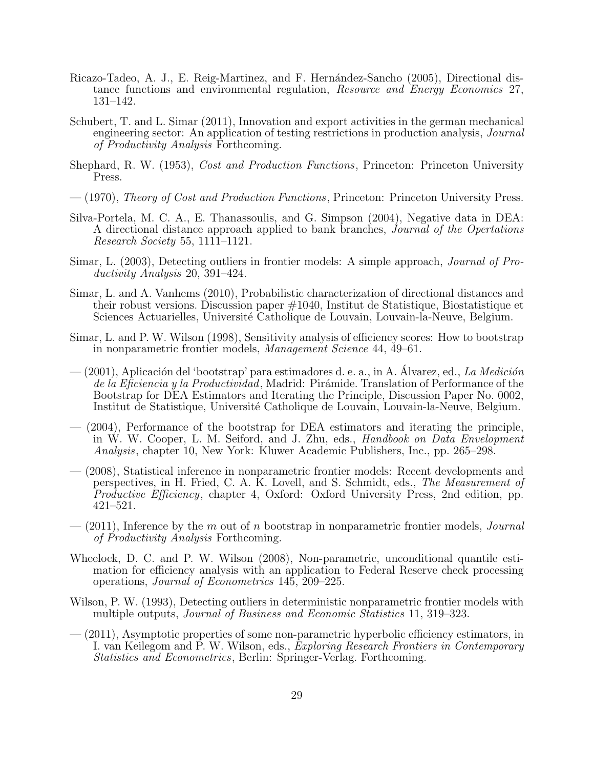Ricazo-Tadeo, A. J., E. Reig-Martinez, and F. Hernández-Sancho (2005), Directional distance functions and environmental regulation, *Resource and Energy Economics* 27, 131–142.

Schubert, T. and L. Simar (2011), Innovation and export activities in the german mechanical engineering sector: An application of testing restrictions in production analysis, *Journal of Productivity Analysis* Forthcoming.

Shephard, R. W. (1953), *Cost and Production Functions*, Princeton: Princeton University Press.

— (1970), *Theory of Cost and Production Functions*, Princeton: Princeton University Press.

Silva-Portela, M. C. A., E. Thanassoulis, and G. Simpson (2004), Negative data in DEA: A directional distance approach applied to bank branches, *Journal of the Opertations Research Society* 55, 1111–1121.

Simar, L. (2003), Detecting outliers in frontier models: A simple approach, *Journal of Productivity Analysis* 20, 391–424.

Simar, L. and A. Vanhems (2010), Probabilistic characterization of directional distances and their robust versions. Discussion paper #1040, Institut de Statistique, Biostatistique et Sciences Actuarielles, Université Catholique de Louvain, Louvain-la-Neuve, Belgium.

Simar, L. and P. W. Wilson (1998), Sensitivity analysis of efficiency scores: How to bootstrap in nonparametric frontier models, *Management Science* 44, 49–61.

— (2001), Aplicación del 'bootstrap' para estimadores d. e. a., in A. Álvarez, ed., *La Medición de la Eficiencia y la Productividad*, Madrid: Pirámide. Translation of Performance of the Bootstrap for DEA Estimators and Iterating the Principle, Discussion Paper No. 0002, Institut de Statistique, Université Catholique de Louvain, Louvain-la-Neuve, Belgium.

— (2004), Performance of the bootstrap for DEA estimators and iterating the principle, in W. W. Cooper, L. M. Seiford, and J. Zhu, eds., *Handbook on Data Envelopment Analysis*, chapter 10, New York: Kluwer Academic Publishers, Inc., pp. 265–298.

— (2008), Statistical inference in nonparametric frontier models: Recent developments and perspectives, in H. Fried, C. A. K. Lovell, and S. Schmidt, eds., *The Measurement of Productive Efficiency*, chapter 4, Oxford: Oxford University Press, 2nd edition, pp. 421–521.

— (2011), Inference by the $m$ out of $n$ bootstrap in nonparametric frontier models, *Journal of Productivity Analysis* Forthcoming.

Wheelock, D. C. and P. W. Wilson (2008), Non-parametric, unconditional quantile estimation for efficiency analysis with an application to Federal Reserve check processing operations, *Journal of Econometrics* 145, 209–225.

Wilson, P. W. (1993), Detecting outliers in deterministic nonparametric frontier models with multiple outputs, *Journal of Business and Economic Statistics* 11, 319–323.

— (2011), Asymptotic properties of some non-parametric hyperbolic efficiency estimators, in I. van Keilegom and P. W. Wilson, eds., *Exploring Research Frontiers in Contemporary Statistics and Econometrics*, Berlin: Springer-Verlag. Forthcoming.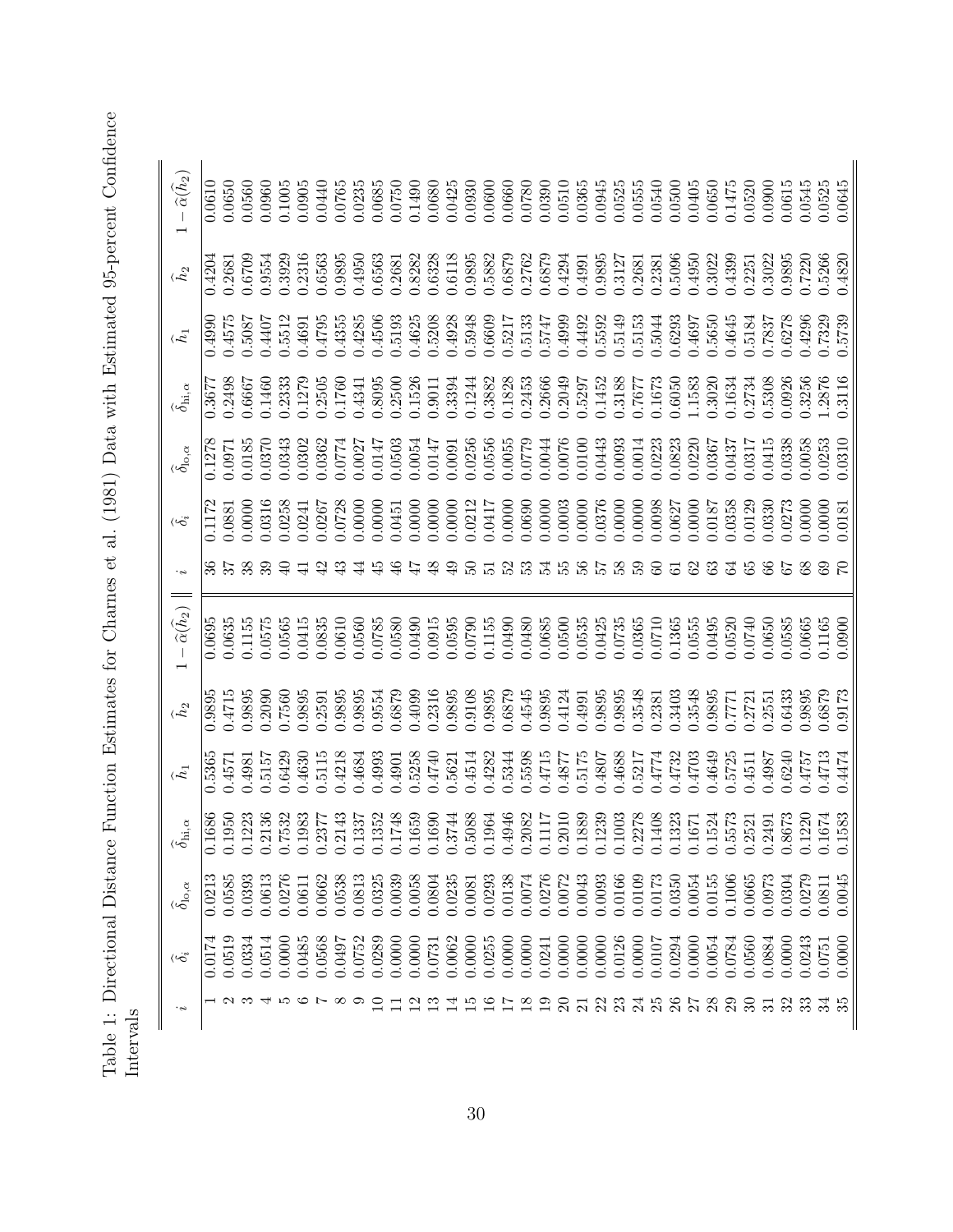Table 1: Directional Distance Function Estimates for Charnes et al. (1981) Data with Estimated 95-percent Confidence Intervals

| $i$ | $\widehat{\delta}_i$ | $\widehat{\delta}_{\text{lo},\alpha}$ | $\widehat{\delta}_{\text{hi},\alpha}$ | $\widehat{h}_1$ | $\widehat{h}_2$ | $1-\widehat{\alpha}(\widehat{h}_2)$ | $i$ | $\widehat{\delta}_i$ | $\widehat{\delta}_{\text{lo},\alpha}$ | $\widehat{\delta}_{\text{hi},\alpha}$ | $\widehat{h}_1$ | $\widehat{h}_2$ | $1-\widehat{\alpha}(\widehat{h}_2)$ |
|---|---|---|---|---|---|---|---|---|---|---|---|---|---|
| 1 | 0.0174 | 0.0213 | 0.1686 | 0.5365 | 0.9895 | 0.0695 | 36 | 0.1172 | 0.1278 | 0.3677 | 0.4990 | 0.4204 | 0.0610 |
| 2 | 0.0519 | 0.0585 | 0.1950 | 0.4571 | 0.4715 | 0.0635 | 37 | 0.0881 | 0.0971 | 0.2498 | 0.4575 | 0.2681 | 0.0650 |
| 3 | 0.0334 | 0.0393 | 0.1223 | 0.4981 | 0.9895 | 0.1155 | 38 | 0.0000 | 0.0185 | 0.6667 | 0.5087 | 0.6709 | 0.0560 |
| 4 | 0.0514 | 0.0613 | 0.2136 | 0.5157 | 0.2090 | 0.0575 | 39 | 0.0316 | 0.0370 | 0.1460 | 0.4407 | 0.9554 | 0.0960 |
| 5 | 0.0000 | 0.0276 | 0.7532 | 0.6429 | 0.7560 | 0.0565 | 40 | 0.0258 | 0.0343 | 0.2333 | 0.5512 | 0.3929 | 0.1005 |
| 6 | 0.0485 | 0.0611 | 0.1983 | 0.4630 | 0.9895 | 0.0415 | 41 | 0.0241 | 0.0302 | 0.1279 | 0.4691 | 0.2316 | 0.0905 |
| 7 | 0.0568 | 0.0662 | 0.2377 | 0.5115 | 0.2591 | 0.0835 | 42 | 0.0267 | 0.0362 | 0.2505 | 0.4795 | 0.6563 | 0.0440 |
| 8 | 0.0497 | 0.0538 | 0.2143 | 0.4218 | 0.9895 | 0.0610 | 43 | 0.0728 | 0.0774 | 0.1760 | 0.4355 | 0.9895 | 0.0765 |
| 9 | 0.0752 | 0.0813 | 0.1337 | 0.4684 | 0.9895 | 0.0560 | 44 | 0.0000 | 0.0027 | 0.4341 | 0.4285 | 0.4950 | 0.0235 |
| 10 | 0.0289 | 0.0325 | 0.1352 | 0.4993 | 0.9554 | 0.0785 | 45 | 0.0000 | 0.0147 | 0.8095 | 0.4506 | 0.6563 | 0.0685 |
| 11 | 0.0000 | 0.0039 | 0.1748 | 0.4901 | 0.6879 | 0.0580 | 46 | 0.0451 | 0.0503 | 0.2500 | 0.5193 | 0.2681 | 0.0750 |
| 12 | 0.0000 | 0.0058 | 0.1659 | 0.5258 | 0.4099 | 0.0490 | 47 | 0.0000 | 0.0054 | 0.1526 | 0.4625 | 0.8282 | 0.1490 |
| 13 | 0.0731 | 0.0804 | 0.1690 | 0.4740 | 0.2316 | 0.0915 | 48 | 0.0000 | 0.0147 | 0.9011 | 0.5208 | 0.6328 | 0.0680 |
| 14 | 0.0062 | 0.0235 | 0.3744 | 0.5621 | 0.9895 | 0.0595 | 49 | 0.0000 | 0.0091 | 0.3394 | 0.4928 | 0.6118 | 0.0425 |
| 15 | 0.0000 | 0.0081 | 0.5088 | 0.4514 | 0.9108 | 0.0790 | 50 | 0.0212 | 0.0256 | 0.1244 | 0.5948 | 0.9895 | 0.0930 |
| 16 | 0.0255 | 0.0293 | 0.1964 | 0.4282 | 0.9895 | 0.1155 | 51 | 0.0417 | 0.0556 | 0.3882 | 0.6609 | 0.5882 | 0.0600 |
| 17 | 0.0000 | 0.0138 | 0.4946 | 0.5344 | 0.6879 | 0.0490 | 52 | 0.0000 | 0.0055 | 0.1828 | 0.5217 | 0.6879 | 0.0660 |
| 18 | 0.0000 | 0.0074 | 0.2082 | 0.5598 | 0.4545 | 0.0480 | 53 | 0.0690 | 0.0779 | 0.2453 | 0.5133 | 0.2762 | 0.0780 |
| 19 | 0.0241 | 0.0276 | 0.1117 | 0.4715 | 0.9895 | 0.0685 | 54 | 0.0000 | 0.0044 | 0.2666 | 0.5747 | 0.6879 | 0.0390 |
| 20 | 0.0000 | 0.0072 | 0.2010 | 0.4877 | 0.4124 | 0.0500 | 55 | 0.0003 | 0.0076 | 0.2049 | 0.4999 | 0.4294 | 0.0510 |
| 21 | 0.0000 | 0.0043 | 0.1889 | 0.5175 | 0.4991 | 0.0535 | 56 | 0.0000 | 0.0100 | 0.5297 | 0.4492 | 0.4991 | 0.0365 |
| 22 | 0.0000 | 0.0093 | 0.1239 | 0.4807 | 0.9895 | 0.0425 | 57 | 0.0376 | 0.0443 | 0.1452 | 0.5592 | 0.9895 | 0.0945 |
| 23 | 0.0126 | 0.0166 | 0.1003 | 0.4688 | 0.9895 | 0.0735 | 58 | 0.0000 | 0.0093 | 0.3188 | 0.5149 | 0.3127 | 0.0525 |
| 24 | 0.0000 | 0.0109 | 0.2278 | 0.5217 | 0.3548 | 0.0365 | 59 | 0.0000 | 0.0014 | 0.7677 | 0.5153 | 0.2681 | 0.0555 |
| 25 | 0.0107 | 0.0173 | 0.1408 | 0.4774 | 0.2381 | 0.0710 | 60 | 0.0098 | 0.0223 | 0.1673 | 0.5044 | 0.2381 | 0.0540 |
| 26 | 0.0294 | 0.0350 | 0.1323 | 0.4732 | 0.3403 | 0.1365 | 61 | 0.0627 | 0.0823 | 0.6050 | 0.6293 | 0.5096 | 0.0500 |
| 27 | 0.0000 | 0.0054 | 0.1671 | 0.4703 | 0.3548 | 0.0555 | 62 | 0.0000 | 0.0220 | 1.1583 | 0.4697 | 0.4950 | 0.0405 |
| 28 | 0.0054 | 0.0155 | 0.1524 | 0.4649 | 0.9895 | 0.0495 | 63 | 0.0187 | 0.0367 | 0.3020 | 0.5650 | 0.3022 | 0.0650 |
| 29 | 0.0784 | 0.1006 | 0.5573 | 0.5725 | 0.7771 | 0.0520 | 64 | 0.0358 | 0.0437 | 0.1634 | 0.4645 | 0.4399 | 0.1475 |
| 30 | 0.0560 | 0.0665 | 0.2521 | 0.4511 | 0.2721 | 0.0740 | 65 | 0.0129 | 0.0317 | 0.2734 | 0.5184 | 0.2251 | 0.0520 |
| 31 | 0.0884 | 0.0973 | 0.2491 | 0.4987 | 0.2551 | 0.0650 | 66 | 0.0330 | 0.0415 | 0.5308 | 0.7837 | 0.3022 | 0.0900 |
| 32 | 0.0000 | 0.0304 | 0.8673 | 0.6240 | 0.6433 | 0.0585 | 67 | 0.0273 | 0.0338 | 0.0926 | 0.6278 | 0.9895 | 0.0615 |
| 33 | 0.0243 | 0.0279 | 0.1220 | 0.4757 | 0.9895 | 0.0665 | 68 | 0.0000 | 0.0058 | 0.3256 | 0.4296 | 0.7220 | 0.0545 |
| 34 | 0.0751 | 0.0811 | 0.1674 | 0.4713 | 0.6879 | 0.1165 | 69 | 0.0000 | 0.0253 | 1.2876 | 0.7329 | 0.5266 | 0.0525 |
| 35 | 0.0000 | 0.0045 | 0.1583 | 0.4474 | 0.9173 | 0.0900 | 70 | 0.0181 | 0.0310 | 0.3116 | 0.5739 | 0.4820 | 0.0645 |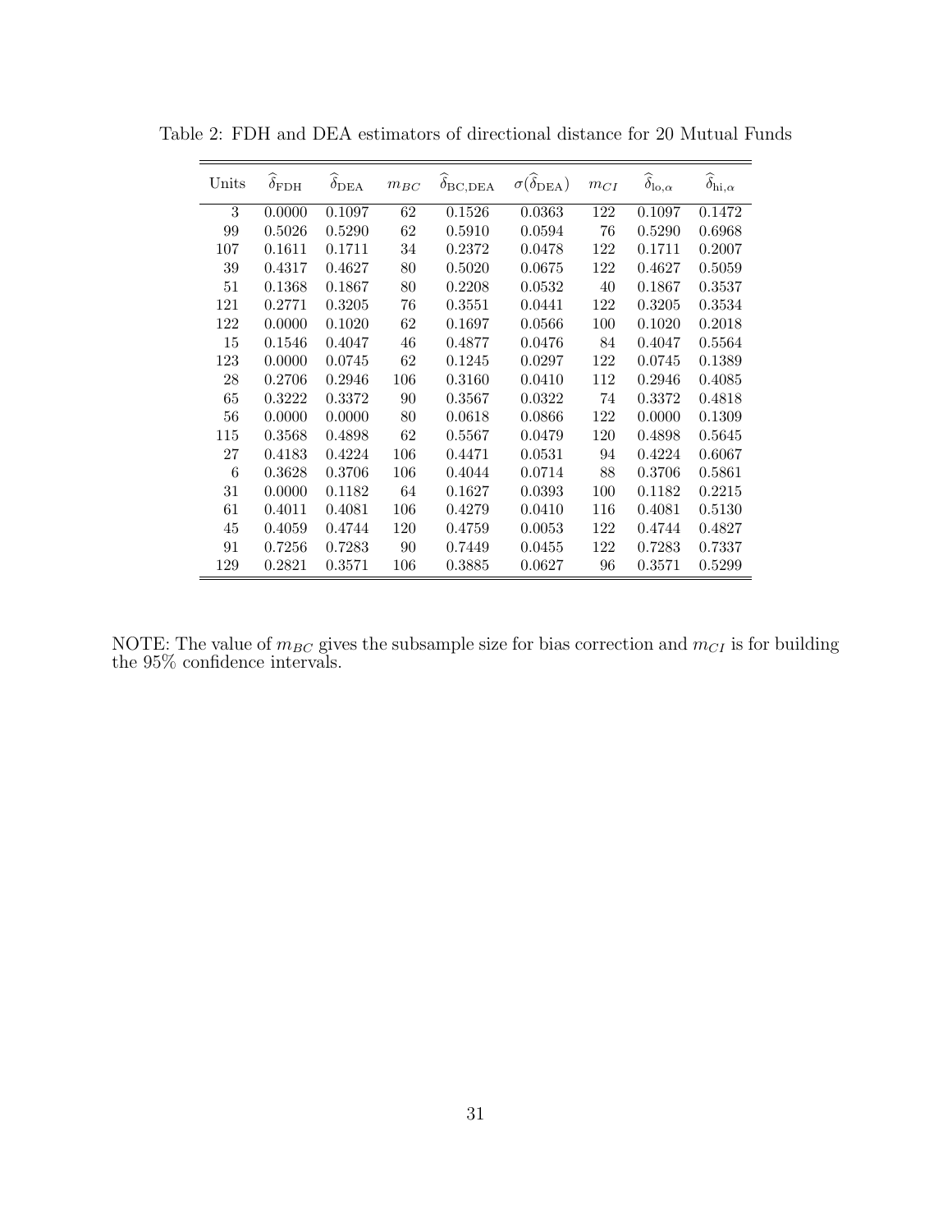Table 2: FDH and DEA estimators of directional distance for 20 Mutual Funds

| Units | $\widehat{\delta}_{\mathrm{FDH}}$ | $\widehat{\delta}_{\mathrm{DEA}}$ | $m_{BC}$ | $\widehat{\delta}_{\mathrm{BC,DEA}}$ | $\sigma(\widehat{\delta}_{\mathrm{DEA}})$ | $m_{CI}$ | $\widehat{\delta}_{\mathrm{lo},\alpha}$ | $\widehat{\delta}_{\mathrm{hi},\alpha}$ |
|---|---|---|---|---|---|---|---|---|
| 3 | 0.0000 | 0.1097 | 62 | 0.1526 | 0.0363 | 122 | 0.1097 | 0.1472 |
| 99 | 0.5026 | 0.5290 | 62 | 0.5910 | 0.0594 | 76 | 0.5290 | 0.6968 |
| 107 | 0.1611 | 0.1711 | 34 | 0.2372 | 0.0478 | 122 | 0.1711 | 0.2007 |
| 39 | 0.4317 | 0.4627 | 80 | 0.5020 | 0.0675 | 122 | 0.4627 | 0.5059 |
| 51 | 0.1368 | 0.1867 | 80 | 0.2208 | 0.0532 | 40 | 0.1867 | 0.3537 |
| 121 | 0.2771 | 0.3205 | 76 | 0.3551 | 0.0441 | 122 | 0.3205 | 0.3534 |
| 122 | 0.0000 | 0.1020 | 62 | 0.1697 | 0.0566 | 100 | 0.1020 | 0.2018 |
| 15 | 0.1546 | 0.4047 | 46 | 0.4877 | 0.0476 | 84 | 0.4047 | 0.5564 |
| 123 | 0.0000 | 0.0745 | 62 | 0.1245 | 0.0297 | 122 | 0.0745 | 0.1389 |
| 28 | 0.2706 | 0.2946 | 106 | 0.3160 | 0.0410 | 112 | 0.2946 | 0.4085 |
| 65 | 0.3222 | 0.3372 | 90 | 0.3567 | 0.0322 | 74 | 0.3372 | 0.4818 |
| 56 | 0.0000 | 0.0000 | 80 | 0.0618 | 0.0866 | 122 | 0.0000 | 0.1309 |
| 115 | 0.3568 | 0.4898 | 62 | 0.5567 | 0.0479 | 120 | 0.4898 | 0.5645 |
| 27 | 0.4183 | 0.4224 | 106 | 0.4471 | 0.0531 | 94 | 0.4224 | 0.6067 |
| 6 | 0.3628 | 0.3706 | 106 | 0.4044 | 0.0714 | 88 | 0.3706 | 0.5861 |
| 31 | 0.0000 | 0.1182 | 64 | 0.1627 | 0.0393 | 100 | 0.1182 | 0.2215 |
| 61 | 0.4011 | 0.4081 | 106 | 0.4279 | 0.0410 | 116 | 0.4081 | 0.5130 |
| 45 | 0.4059 | 0.4744 | 120 | 0.4759 | 0.0053 | 122 | 0.4744 | 0.4827 |
| 91 | 0.7256 | 0.7283 | 90 | 0.7449 | 0.0455 | 122 | 0.7283 | 0.7337 |
| 129 | 0.2821 | 0.3571 | 106 | 0.3885 | 0.0627 | 96 | 0.3571 | 0.5299 |

NOTE: The value of $m_{BC}$ gives the subsample size for bias correction and $m_{CI}$ is for building the 95% confidence intervals.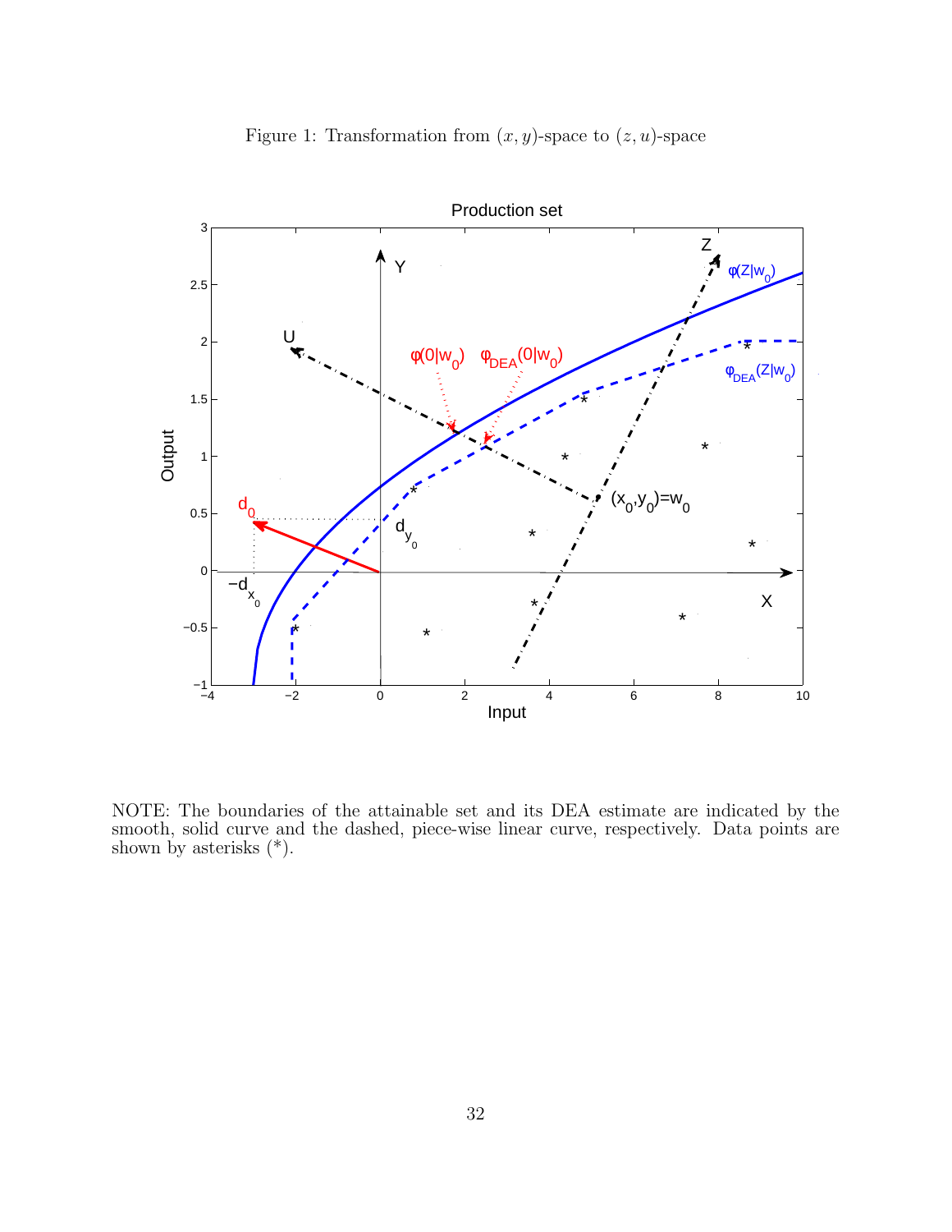Figure 1: Transformation from $(x, y)$-space to $(z, u)$-space

Production set

Output

Input

3
2.5
2
1.5
1
0.5
0
−0.5
−1

−4
−2
0
2
4
6
8
10

Y
X
U
Z

$\varphi(Z|w_0)$

$\varphi_{DEA}(Z|w_0)$

$\varphi(0|w_0)$

$\varphi_{DEA}(0|w_0)$

$(x_0,y_0)=w_0$

$d_0$

$d_{y_0}$

$-d_{x_0}$

NOTE: The boundaries of the attainable set and its DEA estimate are indicated by the smooth, solid curve and the dashed, piece-wise linear curve, respectively. Data points are shown by asterisks (*).